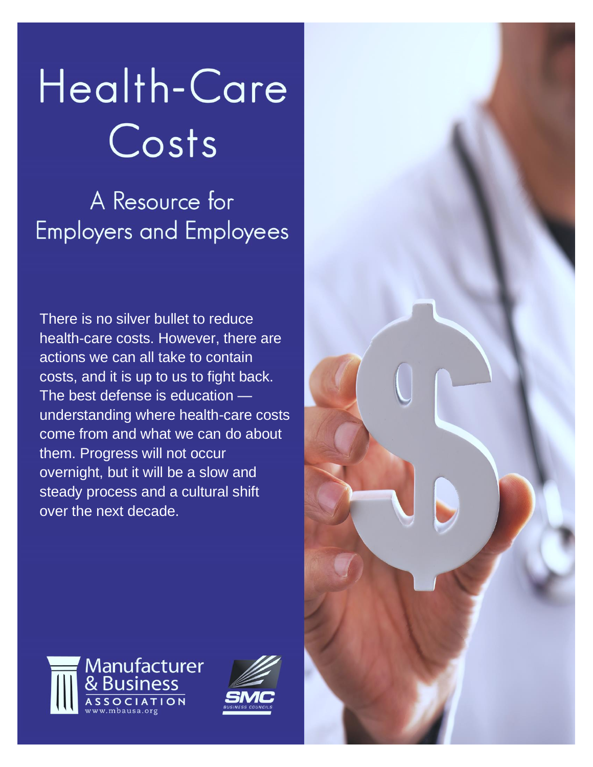# Health-Care Costs

## A Resource for Employers and Employees

There is no silver bullet to reduce health-care costs. However, there are actions we can all take to contain costs, and it is up to us to fight back. The best defense is education — understanding where health-care costs come from and what we can do about them. Progress will not occur overnight, but it will be a slow and steady process and a cultural shift over the next decade.

Manufacturer & Business Association
www.mbausa.org

SMC Business Councils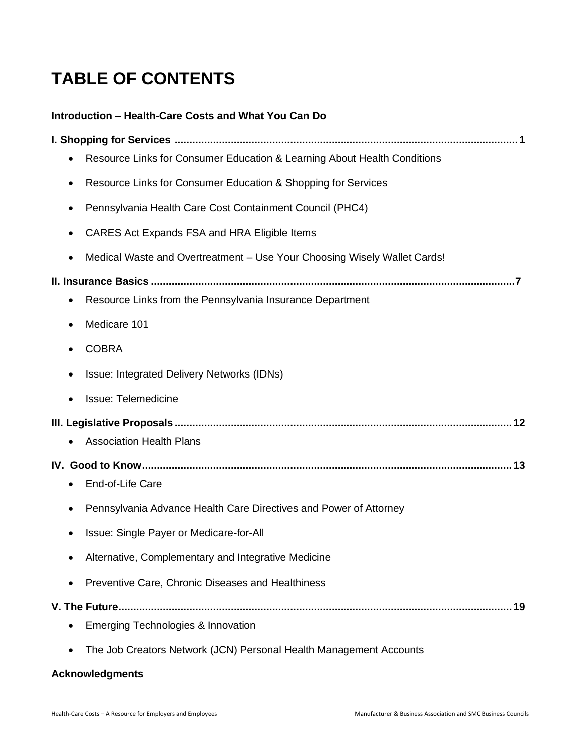# TABLE OF CONTENTS

**Introduction – Health-Care Costs and What You Can Do**

**I. Shopping for Services ........................................................................................................ 1**

- Resource Links for Consumer Education & Learning About Health Conditions
- Resource Links for Consumer Education & Shopping for Services
- Pennsylvania Health Care Cost Containment Council (PHC4)
- CARES Act Expands FSA and HRA Eligible Items
- Medical Waste and Overtreatment – Use Your Choosing Wisely Wallet Cards!

**II. Insurance Basics ................................................................................................................ 7**

- Resource Links from the Pennsylvania Insurance Department
- Medicare 101
- COBRA
- Issue: Integrated Delivery Networks (IDNs)
- Issue: Telemedicine

**III. Legislative Proposals ........................................................................................................ 12**

- Association Health Plans

**IV. Good to Know ..................................................................................................................... 13**

- End-of-Life Care
- Pennsylvania Advance Health Care Directives and Power of Attorney
- Issue: Single Payer or Medicare-for-All
- Alternative, Complementary and Integrative Medicine
- Preventive Care, Chronic Diseases and Healthiness

**V. The Future ........................................................................................................................... 19**

- Emerging Technologies & Innovation
- The Job Creators Network (JCN) Personal Health Management Accounts

**Acknowledgments**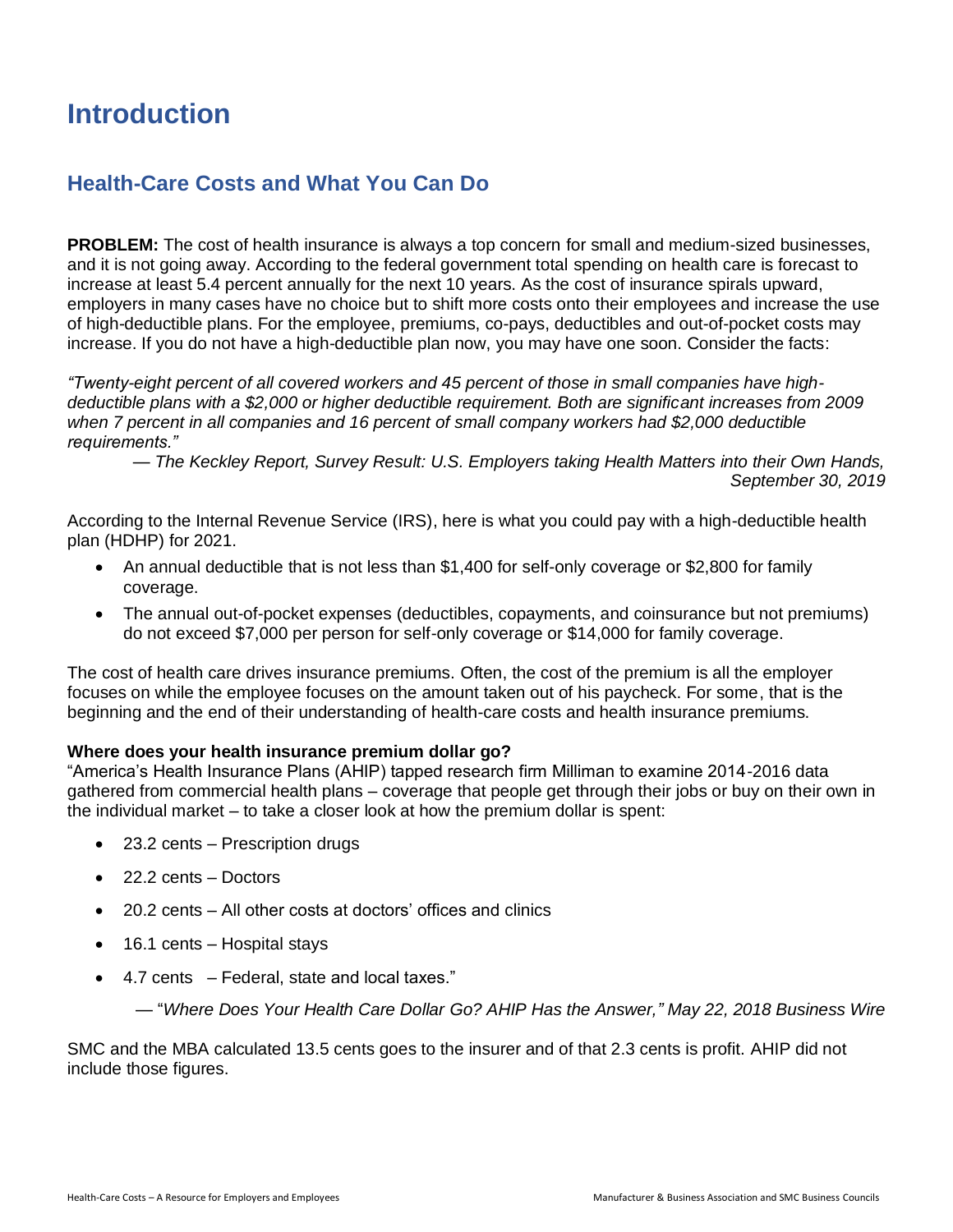# Introduction

## Health-Care Costs and What You Can Do

**PROBLEM:** The cost of health insurance is always a top concern for small and medium-sized businesses, and it is not going away. According to the federal government total spending on health care is forecast to increase at least 5.4 percent annually for the next 10 years. As the cost of insurance spirals upward, employers in many cases have no choice but to shift more costs onto their employees and increase the use of high-deductible plans. For the employee, premiums, co-pays, deductibles and out-of-pocket costs may increase. If you do not have a high-deductible plan now, you may have one soon. Consider the facts:

*"Twenty-eight percent of all covered workers and 45 percent of those in small companies have high-deductible plans with a $2,000 or higher deductible requirement. Both are significant increases from 2009 when 7 percent in all companies and 16 percent of small company workers had $2,000 deductible requirements."*

*— The Keckley Report, Survey Result: U.S. Employers taking Health Matters into their Own Hands, September 30, 2019*

According to the Internal Revenue Service (IRS), here is what you could pay with a high-deductible health plan (HDHP) for 2021.

- An annual deductible that is not less than $1,400 for self-only coverage or $2,800 for family coverage.
- The annual out-of-pocket expenses (deductibles, copayments, and coinsurance but not premiums) do not exceed $7,000 per person for self-only coverage or $14,000 for family coverage.

The cost of health care drives insurance premiums. Often, the cost of the premium is all the employer focuses on while the employee focuses on the amount taken out of his paycheck. For some, that is the beginning and the end of their understanding of health-care costs and health insurance premiums.

**Where does your health insurance premium dollar go?**
"America's Health Insurance Plans (AHIP) tapped research firm Milliman to examine 2014-2016 data gathered from commercial health plans – coverage that people get through their jobs or buy on their own in the individual market – to take a closer look at how the premium dollar is spent:

- 23.2 cents – Prescription drugs
- 22.2 cents – Doctors
- 20.2 cents – All other costs at doctors' offices and clinics
- 16.1 cents – Hospital stays
- 4.7 cents – Federal, state and local taxes."

— "*Where Does Your Health Care Dollar Go? AHIP Has the Answer," May 22, 2018 Business Wire*

SMC and the MBA calculated 13.5 cents goes to the insurer and of that 2.3 cents is profit. AHIP did not include those figures.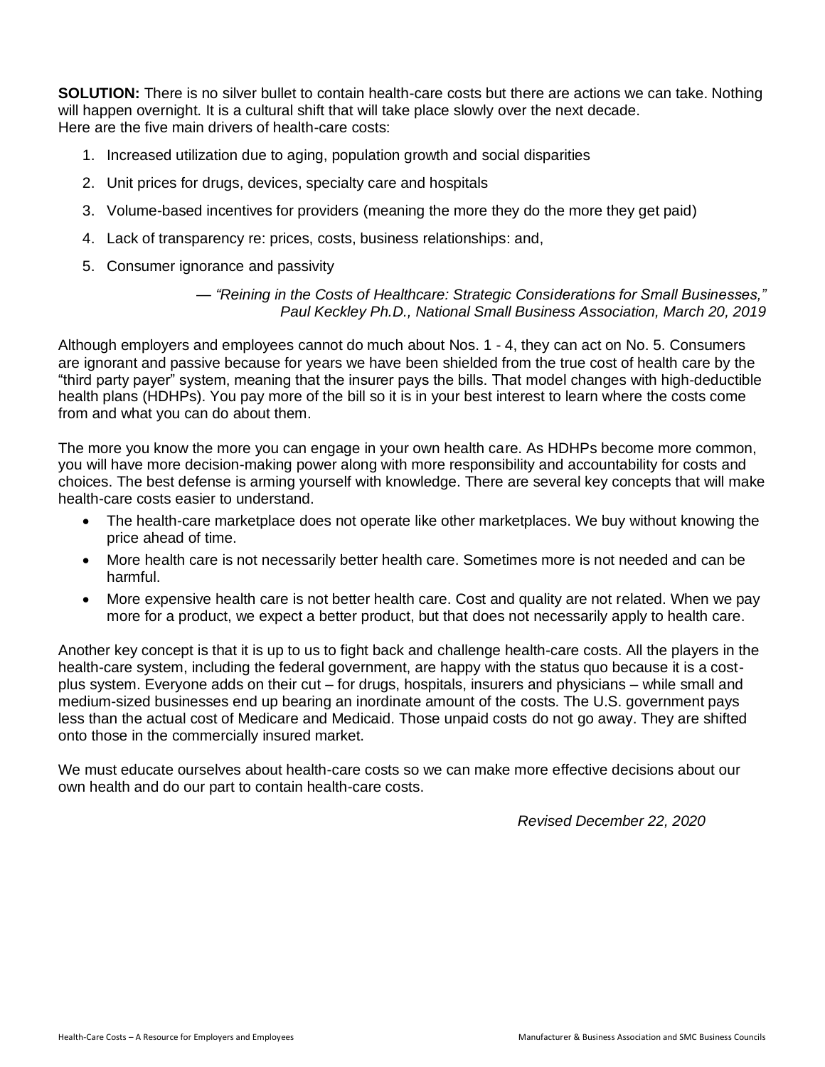**SOLUTION:** There is no silver bullet to contain health-care costs but there are actions we can take. Nothing will happen overnight. It is a cultural shift that will take place slowly over the next decade.
Here are the five main drivers of health-care costs:

1. Increased utilization due to aging, population growth and social disparities
2. Unit prices for drugs, devices, specialty care and hospitals
3. Volume-based incentives for providers (meaning the more they do the more they get paid)
4. Lack of transparency re: prices, costs, business relationships: and,
5. Consumer ignorance and passivity

> — *"Reining in the Costs of Healthcare: Strategic Considerations for Small Businesses," Paul Keckley Ph.D., National Small Business Association, March 20, 2019*

Although employers and employees cannot do much about Nos. 1 - 4, they can act on No. 5. Consumers are ignorant and passive because for years we have been shielded from the true cost of health care by the "third party payer" system, meaning that the insurer pays the bills. That model changes with high-deductible health plans (HDHPs). You pay more of the bill so it is in your best interest to learn where the costs come from and what you can do about them.

The more you know the more you can engage in your own health care. As HDHPs become more common, you will have more decision-making power along with more responsibility and accountability for costs and choices. The best defense is arming yourself with knowledge. There are several key concepts that will make health-care costs easier to understand.

- The health-care marketplace does not operate like other marketplaces. We buy without knowing the price ahead of time.
- More health care is not necessarily better health care. Sometimes more is not needed and can be harmful.
- More expensive health care is not better health care. Cost and quality are not related. When we pay more for a product, we expect a better product, but that does not necessarily apply to health care.

Another key concept is that it is up to us to fight back and challenge health-care costs. All the players in the health-care system, including the federal government, are happy with the status quo because it is a cost-plus system. Everyone adds on their cut – for drugs, hospitals, insurers and physicians – while small and medium-sized businesses end up bearing an inordinate amount of the costs. The U.S. government pays less than the actual cost of Medicare and Medicaid. Those unpaid costs do not go away. They are shifted onto those in the commercially insured market.

We must educate ourselves about health-care costs so we can make more effective decisions about our own health and do our part to contain health-care costs.

*Revised December 22, 2020*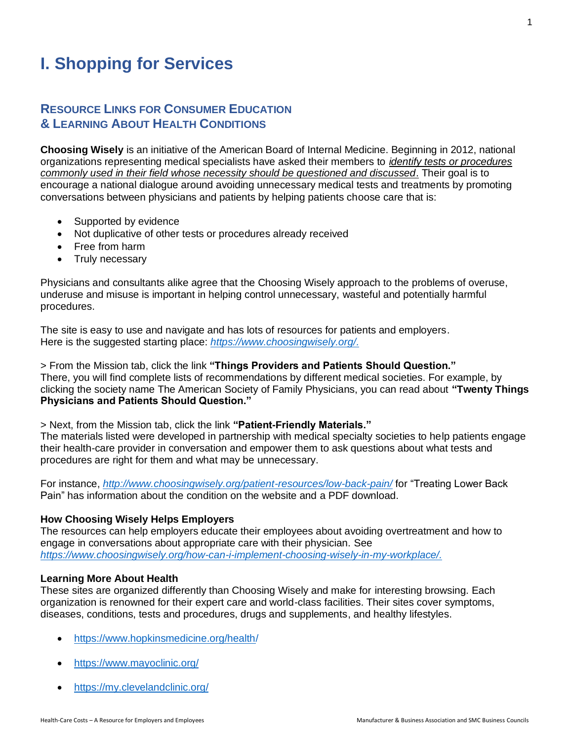# I. Shopping for Services

## Resource Links for Consumer Education & Learning About Health Conditions

**Choosing Wisely** is an initiative of the American Board of Internal Medicine. Beginning in 2012, national organizations representing medical specialists have asked their members to *identify tests or procedures commonly used in their field whose necessity should be questioned and discussed*. Their goal is to encourage a national dialogue around avoiding unnecessary medical tests and treatments by promoting conversations between physicians and patients by helping patients choose care that is:

- Supported by evidence
- Not duplicative of other tests or procedures already received
- Free from harm
- Truly necessary

Physicians and consultants alike agree that the Choosing Wisely approach to the problems of overuse, underuse and misuse is important in helping control unnecessary, wasteful and potentially harmful procedures.

The site is easy to use and navigate and has lots of resources for patients and employers. Here is the suggested starting place: *https://www.choosingwisely.org/.*

> From the Mission tab, click the link **"Things Providers and Patients Should Question."** There, you will find complete lists of recommendations by different medical societies. For example, by clicking the society name The American Society of Family Physicians, you can read about **"Twenty Things Physicians and Patients Should Question."**

> Next, from the Mission tab, click the link **"Patient-Friendly Materials."** The materials listed were developed in partnership with medical specialty societies to help patients engage their health-care provider in conversation and empower them to ask questions about what tests and procedures are right for them and what may be unnecessary.

For instance, *http://www.choosingwisely.org/patient-resources/low-back-pain/* for "Treating Lower Back Pain" has information about the condition on the website and a PDF download.

**How Choosing Wisely Helps Employers**
The resources can help employers educate their employees about avoiding overtreatment and how to engage in conversations about appropriate care with their physician. See *https://www.choosingwisely.org/how-can-i-implement-choosing-wisely-in-my-workplace/.*

**Learning More About Health**
These sites are organized differently than Choosing Wisely and make for interesting browsing. Each organization is renowned for their expert care and world-class facilities. Their sites cover symptoms, diseases, conditions, tests and procedures, drugs and supplements, and healthy lifestyles.

- https://www.hopkinsmedicine.org/health/
- https://www.mayoclinic.org/
- https://my.clevelandclinic.org/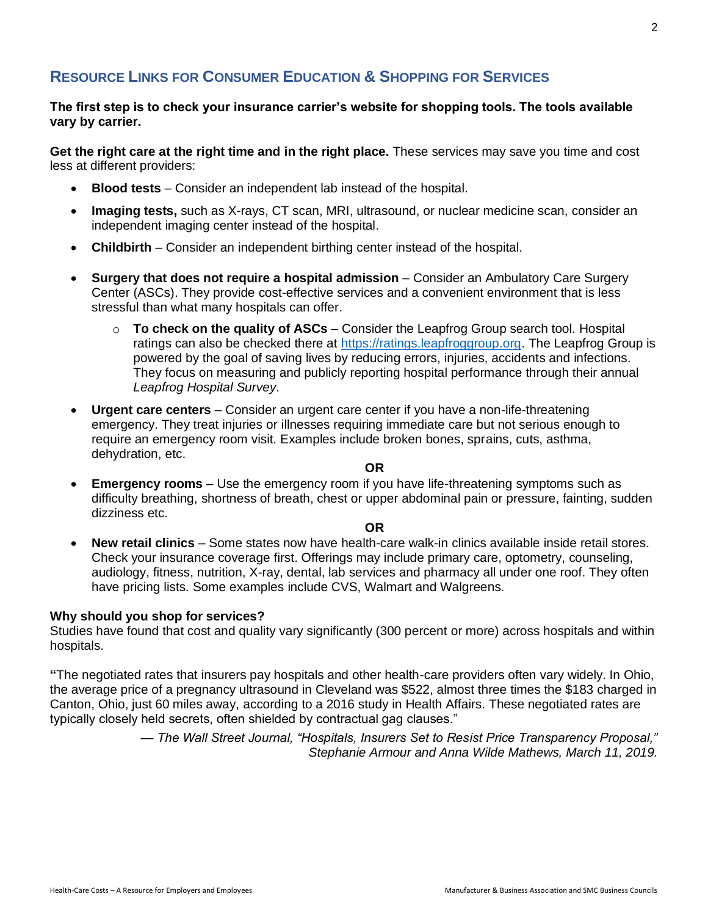## RESOURCE LINKS FOR CONSUMER EDUCATION & SHOPPING FOR SERVICES

**The first step is to check your insurance carrier's website for shopping tools. The tools available vary by carrier.**

**Get the right care at the right time and in the right place.** These services may save you time and cost less at different providers:

- **Blood tests** – Consider an independent lab instead of the hospital.
- **Imaging tests,** such as X-rays, CT scan, MRI, ultrasound, or nuclear medicine scan, consider an independent imaging center instead of the hospital.
- **Childbirth** – Consider an independent birthing center instead of the hospital.
- **Surgery that does not require a hospital admission** – Consider an Ambulatory Care Surgery Center (ASCs). They provide cost-effective services and a convenient environment that is less stressful than what many hospitals can offer.
  - **To check on the quality of ASCs** – Consider the Leapfrog Group search tool. Hospital ratings can also be checked there at https://ratings.leapfroggroup.org. The Leapfrog Group is powered by the goal of saving lives by reducing errors, injuries, accidents and infections. They focus on measuring and publicly reporting hospital performance through their annual *Leapfrog Hospital Survey*.
- **Urgent care centers** – Consider an urgent care center if you have a non-life-threatening emergency. They treat injuries or illnesses requiring immediate care but not serious enough to require an emergency room visit. Examples include broken bones, sprains, cuts, asthma, dehydration, etc.

**OR**

- **Emergency rooms** – Use the emergency room if you have life-threatening symptoms such as difficulty breathing, shortness of breath, chest or upper abdominal pain or pressure, fainting, sudden dizziness etc.

**OR**

- **New retail clinics** – Some states now have health-care walk-in clinics available inside retail stores. Check your insurance coverage first. Offerings may include primary care, optometry, counseling, audiology, fitness, nutrition, X-ray, dental, lab services and pharmacy all under one roof. They often have pricing lists. Some examples include CVS, Walmart and Walgreens.

**Why should you shop for services?**
Studies have found that cost and quality vary significantly (300 percent or more) across hospitals and within hospitals.

**"**The negotiated rates that insurers pay hospitals and other health-care providers often vary widely. In Ohio, the average price of a pregnancy ultrasound in Cleveland was $522, almost three times the $183 charged in Canton, Ohio, just 60 miles away, according to a 2016 study in Health Affairs. These negotiated rates are typically closely held secrets, often shielded by contractual gag clauses."

— *The Wall Street Journal, "Hospitals, Insurers Set to Resist Price Transparency Proposal," Stephanie Armour and Anna Wilde Mathews, March 11, 2019.*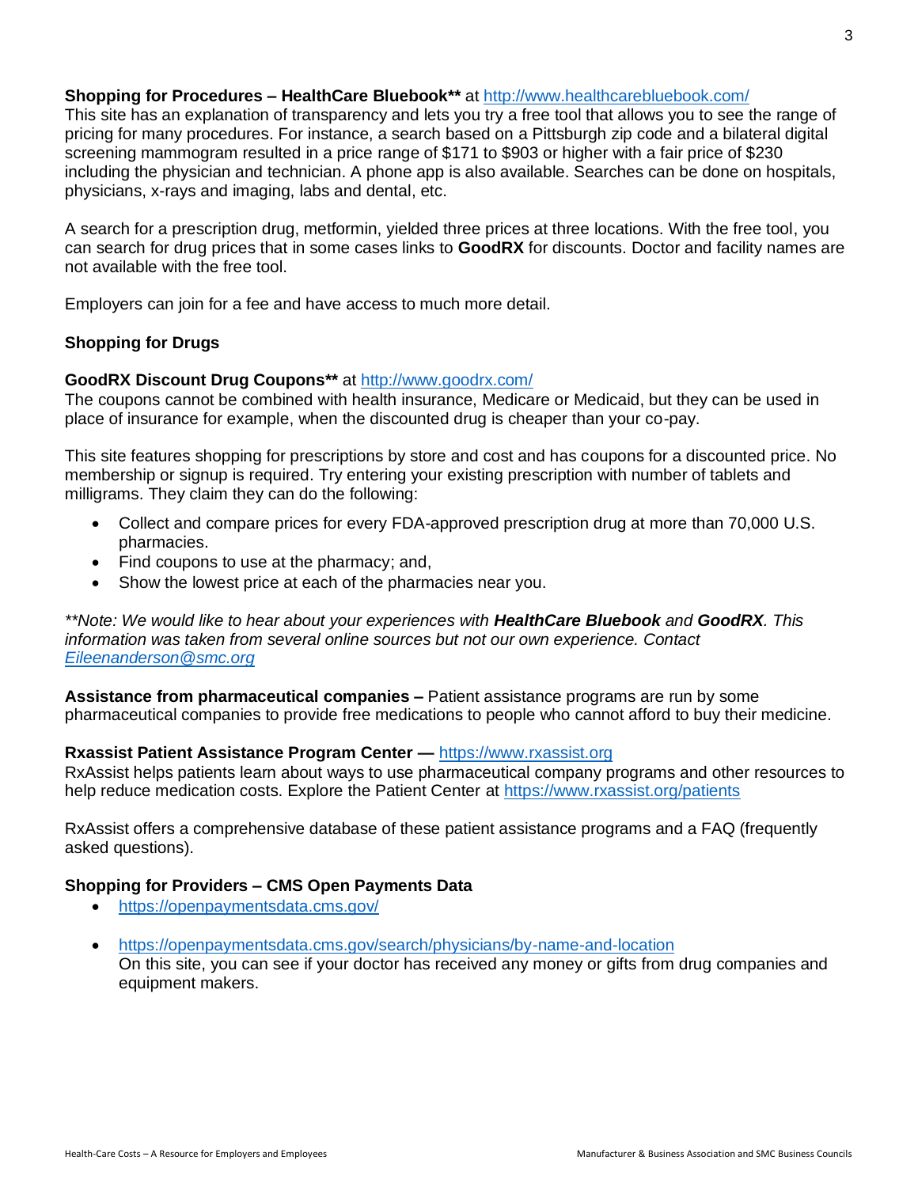**Shopping for Procedures – HealthCare Bluebook**** at http://www.healthcarebluebook.com/
This site has an explanation of transparency and lets you try a free tool that allows you to see the range of pricing for many procedures. For instance, a search based on a Pittsburgh zip code and a bilateral digital screening mammogram resulted in a price range of $171 to $903 or higher with a fair price of $230 including the physician and technician. A phone app is also available. Searches can be done on hospitals, physicians, x-rays and imaging, labs and dental, etc.

A search for a prescription drug, metformin, yielded three prices at three locations. With the free tool, you can search for drug prices that in some cases links to **GoodRX** for discounts. Doctor and facility names are not available with the free tool.

Employers can join for a fee and have access to much more detail.

**Shopping for Drugs**

**GoodRX Discount Drug Coupons**** at http://www.goodrx.com/
The coupons cannot be combined with health insurance, Medicare or Medicaid, but they can be used in place of insurance for example, when the discounted drug is cheaper than your co-pay.

This site features shopping for prescriptions by store and cost and has coupons for a discounted price. No membership or signup is required. Try entering your existing prescription with number of tablets and milligrams. They claim they can do the following:

- Collect and compare prices for every FDA-approved prescription drug at more than 70,000 U.S. pharmacies.
- Find coupons to use at the pharmacy; and,
- Show the lowest price at each of the pharmacies near you.

*\*\*Note: We would like to hear about your experiences with **HealthCare Bluebook** and **GoodRX**. This information was taken from several online sources but not our own experience. Contact Eileenanderson@smc.org*

**Assistance from pharmaceutical companies –** Patient assistance programs are run by some pharmaceutical companies to provide free medications to people who cannot afford to buy their medicine.

**Rxassist Patient Assistance Program Center —** https://www.rxassist.org
RxAssist helps patients learn about ways to use pharmaceutical company programs and other resources to help reduce medication costs. Explore the Patient Center at https://www.rxassist.org/patients

RxAssist offers a comprehensive database of these patient assistance programs and a FAQ (frequently asked questions).

**Shopping for Providers – CMS Open Payments Data**

- https://openpaymentsdata.cms.gov/
- https://openpaymentsdata.cms.gov/search/physicians/by-name-and-location
  On this site, you can see if your doctor has received any money or gifts from drug companies and equipment makers.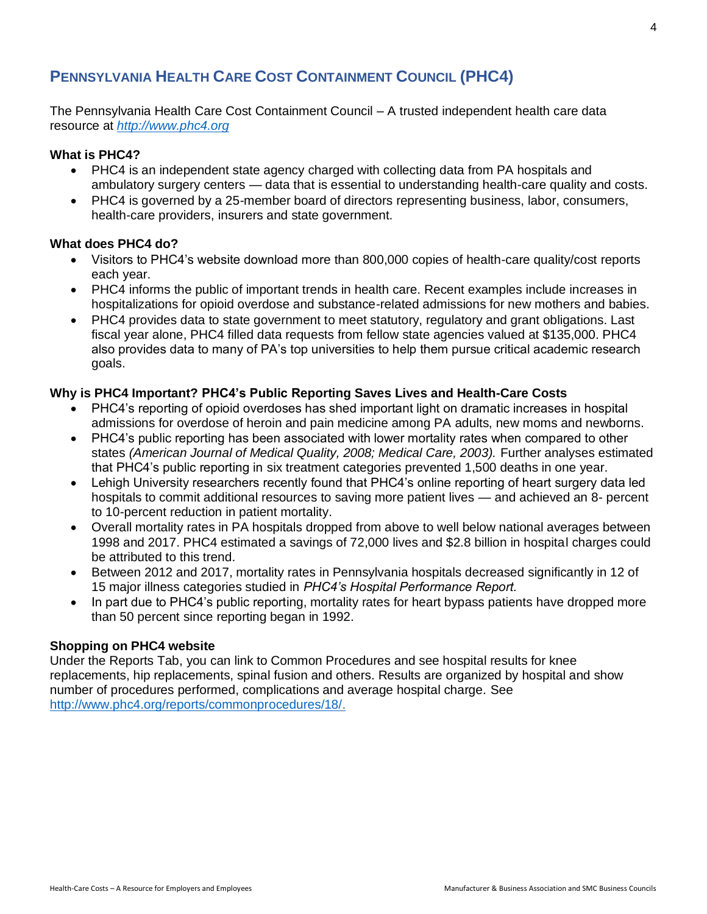## PENNSYLVANIA HEALTH CARE COST CONTAINMENT COUNCIL (PHC4)

The Pennsylvania Health Care Cost Containment Council – A trusted independent health care data resource at *http://www.phc4.org*

**What is PHC4?**

- PHC4 is an independent state agency charged with collecting data from PA hospitals and ambulatory surgery centers — data that is essential to understanding health-care quality and costs.
- PHC4 is governed by a 25-member board of directors representing business, labor, consumers, health-care providers, insurers and state government.

**What does PHC4 do?**

- Visitors to PHC4's website download more than 800,000 copies of health-care quality/cost reports each year.
- PHC4 informs the public of important trends in health care. Recent examples include increases in hospitalizations for opioid overdose and substance-related admissions for new mothers and babies.
- PHC4 provides data to state government to meet statutory, regulatory and grant obligations. Last fiscal year alone, PHC4 filled data requests from fellow state agencies valued at $135,000. PHC4 also provides data to many of PA's top universities to help them pursue critical academic research goals.

**Why is PHC4 Important? PHC4's Public Reporting Saves Lives and Health-Care Costs**

- PHC4's reporting of opioid overdoses has shed important light on dramatic increases in hospital admissions for overdose of heroin and pain medicine among PA adults, new moms and newborns.
- PHC4's public reporting has been associated with lower mortality rates when compared to other states *(American Journal of Medical Quality, 2008; Medical Care, 2003).* Further analyses estimated that PHC4's public reporting in six treatment categories prevented 1,500 deaths in one year.
- Lehigh University researchers recently found that PHC4's online reporting of heart surgery data led hospitals to commit additional resources to saving more patient lives — and achieved an 8- percent to 10-percent reduction in patient mortality.
- Overall mortality rates in PA hospitals dropped from above to well below national averages between 1998 and 2017. PHC4 estimated a savings of 72,000 lives and $2.8 billion in hospital charges could be attributed to this trend.
- Between 2012 and 2017, mortality rates in Pennsylvania hospitals decreased significantly in 12 of 15 major illness categories studied in *PHC4's Hospital Performance Report.*
- In part due to PHC4's public reporting, mortality rates for heart bypass patients have dropped more than 50 percent since reporting began in 1992.

**Shopping on PHC4 website**

Under the Reports Tab, you can link to Common Procedures and see hospital results for knee replacements, hip replacements, spinal fusion and others. Results are organized by hospital and show number of procedures performed, complications and average hospital charge. See http://www.phc4.org/reports/commonprocedures/18/.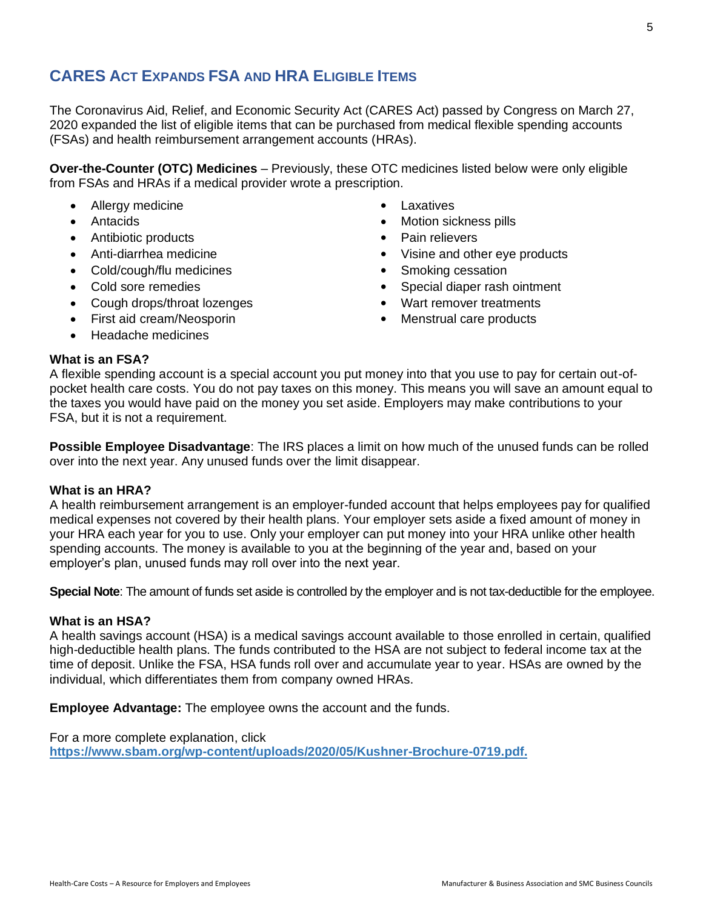## CARES Act Expands FSA and HRA Eligible Items

The Coronavirus Aid, Relief, and Economic Security Act (CARES Act) passed by Congress on March 27, 2020 expanded the list of eligible items that can be purchased from medical flexible spending accounts (FSAs) and health reimbursement arrangement accounts (HRAs).

**Over-the-Counter (OTC) Medicines** – Previously, these OTC medicines listed below were only eligible from FSAs and HRAs if a medical provider wrote a prescription.

- Allergy medicine
- Antacids
- Antibiotic products
- Anti-diarrhea medicine
- Cold/cough/flu medicines
- Cold sore remedies
- Cough drops/throat lozenges
- First aid cream/Neosporin
- Headache medicines
- Laxatives
- Motion sickness pills
- Pain relievers
- Visine and other eye products
- Smoking cessation
- Special diaper rash ointment
- Wart remover treatments
- Menstrual care products

**What is an FSA?**
A flexible spending account is a special account you put money into that you use to pay for certain out-of-pocket health care costs. You do not pay taxes on this money. This means you will save an amount equal to the taxes you would have paid on the money you set aside. Employers may make contributions to your FSA, but it is not a requirement.

**Possible Employee Disadvantage**: The IRS places a limit on how much of the unused funds can be rolled over into the next year. Any unused funds over the limit disappear.

**What is an HRA?**
A health reimbursement arrangement is an employer-funded account that helps employees pay for qualified medical expenses not covered by their health plans. Your employer sets aside a fixed amount of money in your HRA each year for you to use. Only your employer can put money into your HRA unlike other health spending accounts. The money is available to you at the beginning of the year and, based on your employer's plan, unused funds may roll over into the next year.

**Special Note**: The amount of funds set aside is controlled by the employer and is not tax-deductible for the employee.

**What is an HSA?**
A health savings account (HSA) is a medical savings account available to those enrolled in certain, qualified high-deductible health plans. The funds contributed to the HSA are not subject to federal income tax at the time of deposit. Unlike the FSA, HSA funds roll over and accumulate year to year. HSAs are owned by the individual, which differentiates them from company owned HRAs.

**Employee Advantage:** The employee owns the account and the funds.

For a more complete explanation, click
**https://www.sbam.org/wp-content/uploads/2020/05/Kushner-Brochure-0719.pdf.**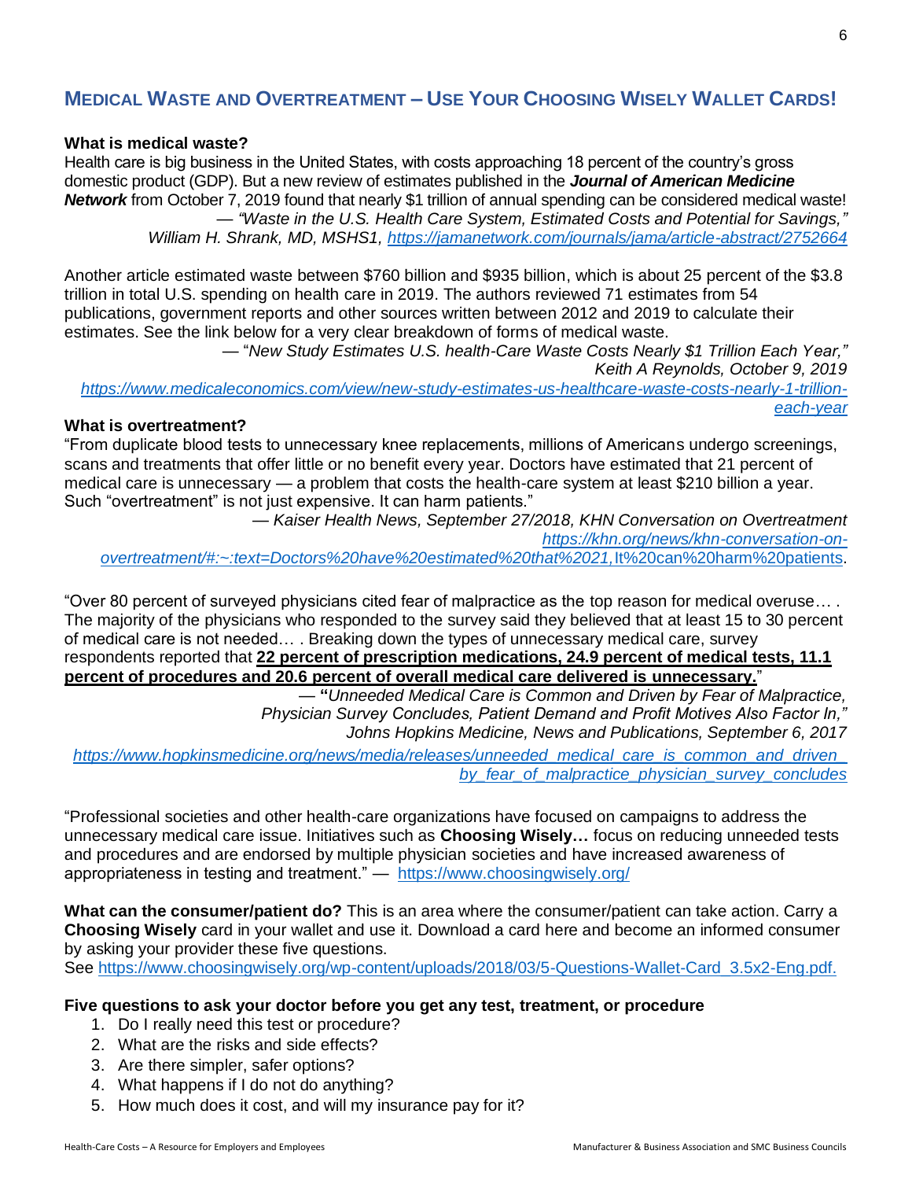## Medical Waste and Overtreatment – Use Your Choosing Wisely Wallet Cards!

**What is medical waste?**

Health care is big business in the United States, with costs approaching 18 percent of the country's gross domestic product (GDP). But a new review of estimates published in the ***Journal of American Medicine Network*** from October 7, 2019 found that nearly $1 trillion of annual spending can be considered medical waste!

— *"Waste in the U.S. Health Care System, Estimated Costs and Potential for Savings," William H. Shrank, MD, MSHS1, https://jamanetwork.com/journals/jama/article-abstract/2752664*

Another article estimated waste between $760 billion and $935 billion, which is about 25 percent of the $3.8 trillion in total U.S. spending on health care in 2019. The authors reviewed 71 estimates from 54 publications, government reports and other sources written between 2012 and 2019 to calculate their estimates. See the link below for a very clear breakdown of forms of medical waste.

— "*New Study Estimates U.S. health-Care Waste Costs Nearly $1 Trillion Each Year," Keith A Reynolds, October 9, 2019*
https://www.medicaleconomics.com/view/new-study-estimates-us-healthcare-waste-costs-nearly-1-trillion-each-year

**What is overtreatment?**

"From duplicate blood tests to unnecessary knee replacements, millions of Americans undergo screenings, scans and treatments that offer little or no benefit every year. Doctors have estimated that 21 percent of medical care is unnecessary — a problem that costs the health-care system at least $210 billion a year. Such "overtreatment" is not just expensive. It can harm patients."

— *Kaiser Health News, September 27/2018, KHN Conversation on Overtreatment*
https://khn.org/news/khn-conversation-on-overtreatment/#:~:text=Doctors%20have%20estimated%20that%2021,It%20can%20harm%20patients.

"Over 80 percent of surveyed physicians cited fear of malpractice as the top reason for medical overuse… . The majority of the physicians who responded to the survey said they believed that at least 15 to 30 percent of medical care is not needed… . Breaking down the types of unnecessary medical care, survey respondents reported that **22 percent of prescription medications, 24.9 percent of medical tests, 11.1 percent of procedures and 20.6 percent of overall medical care delivered is unnecessary.**"

— **"***Unneeded Medical Care is Common and Driven by Fear of Malpractice, Physician Survey Concludes, Patient Demand and Profit Motives Also Factor In," Johns Hopkins Medicine, News and Publications, September 6, 2017*
https://www.hopkinsmedicine.org/news/media/releases/unneeded_medical_care_is_common_and_driven_by_fear_of_malpractice_physician_survey_concludes

"Professional societies and other health-care organizations have focused on campaigns to address the unnecessary medical care issue. Initiatives such as **Choosing Wisely…** focus on reducing unneeded tests and procedures and are endorsed by multiple physician societies and have increased awareness of appropriateness in testing and treatment." — https://www.choosingwisely.org/

**What can the consumer/patient do?** This is an area where the consumer/patient can take action. Carry a **Choosing Wisely** card in your wallet and use it. Download a card here and become an informed consumer by asking your provider these five questions.
See https://www.choosingwisely.org/wp-content/uploads/2018/03/5-Questions-Wallet-Card_3.5x2-Eng.pdf.

**Five questions to ask your doctor before you get any test, treatment, or procedure**

1. Do I really need this test or procedure?
2. What are the risks and side effects?
3. Are there simpler, safer options?
4. What happens if I do not do anything?
5. How much does it cost, and will my insurance pay for it?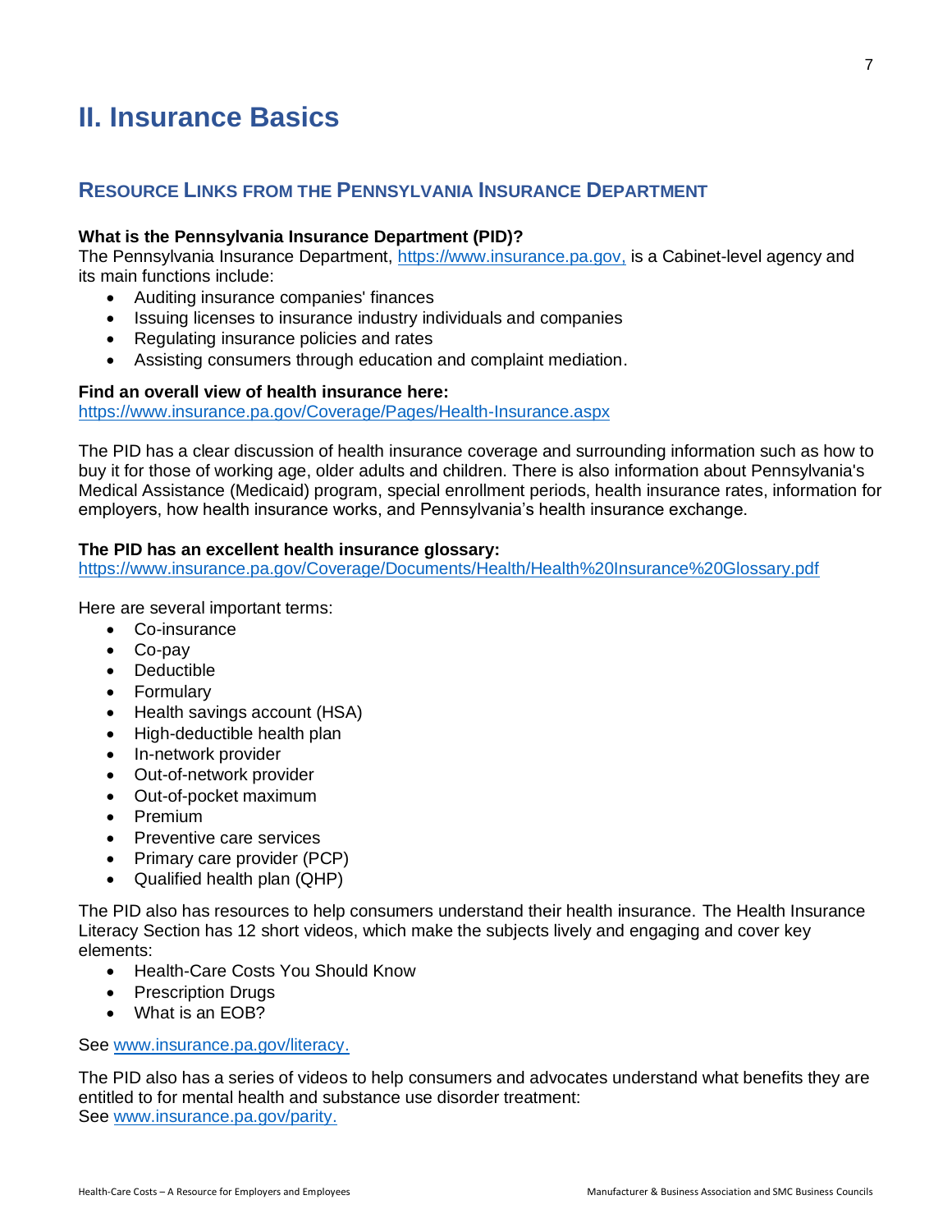# II. Insurance Basics

## Resource Links from the Pennsylvania Insurance Department

**What is the Pennsylvania Insurance Department (PID)?**
The Pennsylvania Insurance Department, https://www.insurance.pa.gov, is a Cabinet-level agency and its main functions include:

- Auditing insurance companies' finances
- Issuing licenses to insurance industry individuals and companies
- Regulating insurance policies and rates
- Assisting consumers through education and complaint mediation.

**Find an overall view of health insurance here:**
https://www.insurance.pa.gov/Coverage/Pages/Health-Insurance.aspx

The PID has a clear discussion of health insurance coverage and surrounding information such as how to buy it for those of working age, older adults and children. There is also information about Pennsylvania's Medical Assistance (Medicaid) program, special enrollment periods, health insurance rates, information for employers, how health insurance works, and Pennsylvania's health insurance exchange.

**The PID has an excellent health insurance glossary:**
https://www.insurance.pa.gov/Coverage/Documents/Health/Health%20Insurance%20Glossary.pdf

Here are several important terms:

- Co-insurance
- Co-pay
- Deductible
- Formulary
- Health savings account (HSA)
- High-deductible health plan
- In-network provider
- Out-of-network provider
- Out-of-pocket maximum
- Premium
- Preventive care services
- Primary care provider (PCP)
- Qualified health plan (QHP)

The PID also has resources to help consumers understand their health insurance. The Health Insurance Literacy Section has 12 short videos, which make the subjects lively and engaging and cover key elements:

- Health-Care Costs You Should Know
- Prescription Drugs
- What is an EOB?

See www.insurance.pa.gov/literacy.

The PID also has a series of videos to help consumers and advocates understand what benefits they are entitled to for mental health and substance use disorder treatment:
See www.insurance.pa.gov/parity.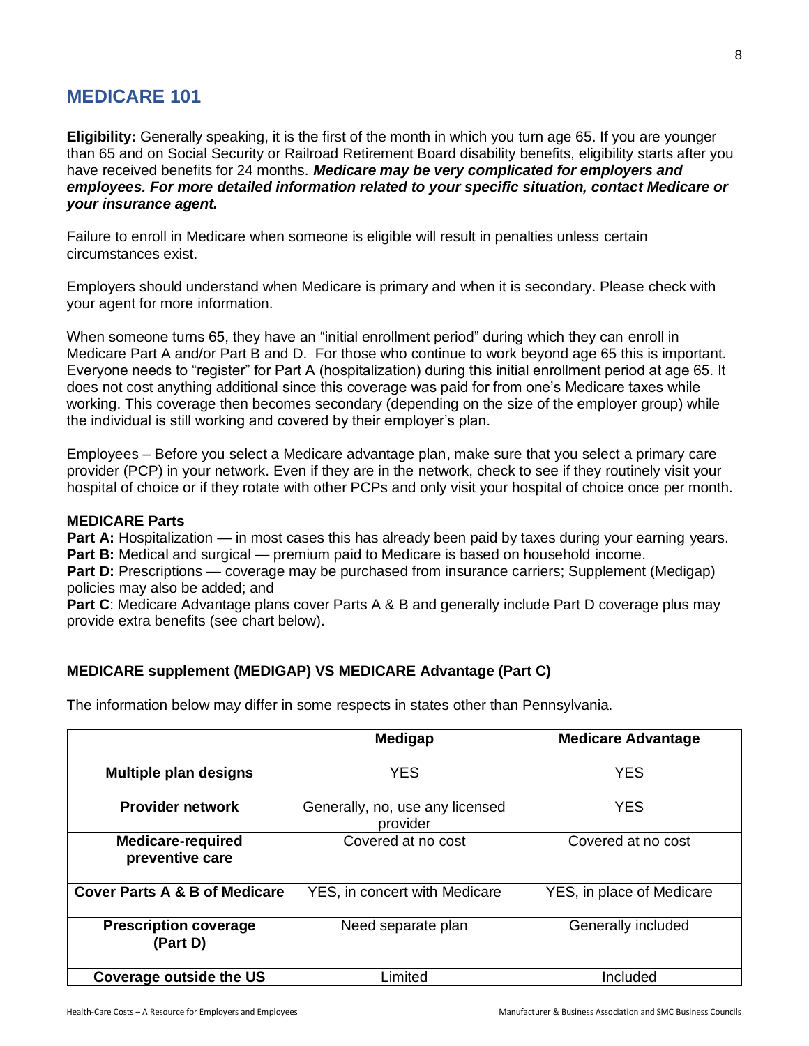## MEDICARE 101

**Eligibility:** Generally speaking, it is the first of the month in which you turn age 65. If you are younger than 65 and on Social Security or Railroad Retirement Board disability benefits, eligibility starts after you have received benefits for 24 months. ***Medicare may be very complicated for employers and employees. For more detailed information related to your specific situation, contact Medicare or your insurance agent.***

Failure to enroll in Medicare when someone is eligible will result in penalties unless certain circumstances exist.

Employers should understand when Medicare is primary and when it is secondary. Please check with your agent for more information.

When someone turns 65, they have an "initial enrollment period" during which they can enroll in Medicare Part A and/or Part B and D. For those who continue to work beyond age 65 this is important. Everyone needs to "register" for Part A (hospitalization) during this initial enrollment period at age 65. It does not cost anything additional since this coverage was paid for from one's Medicare taxes while working. This coverage then becomes secondary (depending on the size of the employer group) while the individual is still working and covered by their employer's plan.

Employees – Before you select a Medicare advantage plan, make sure that you select a primary care provider (PCP) in your network. Even if they are in the network, check to see if they routinely visit your hospital of choice or if they rotate with other PCPs and only visit your hospital of choice once per month.

### MEDICARE Parts

**Part A:** Hospitalization — in most cases this has already been paid by taxes during your earning years.
**Part B:** Medical and surgical — premium paid to Medicare is based on household income.
**Part D:** Prescriptions — coverage may be purchased from insurance carriers; Supplement (Medigap) policies may also be added; and
**Part C**: Medicare Advantage plans cover Parts A & B and generally include Part D coverage plus may provide extra benefits (see chart below).

### MEDICARE supplement (MEDIGAP) VS MEDICARE Advantage (Part C)

The information below may differ in some respects in states other than Pennsylvania.

| | **Medigap** | **Medicare Advantage** |
|---|---|---|
| **Multiple plan designs** | YES | YES |
| **Provider network** | Generally, no, use any licensed provider | YES |
| **Medicare-required preventive care** | Covered at no cost | Covered at no cost |
| **Cover Parts A & B of Medicare** | YES, in concert with Medicare | YES, in place of Medicare |
| **Prescription coverage (Part D)** | Need separate plan | Generally included |
| **Coverage outside the US** | Limited | Included |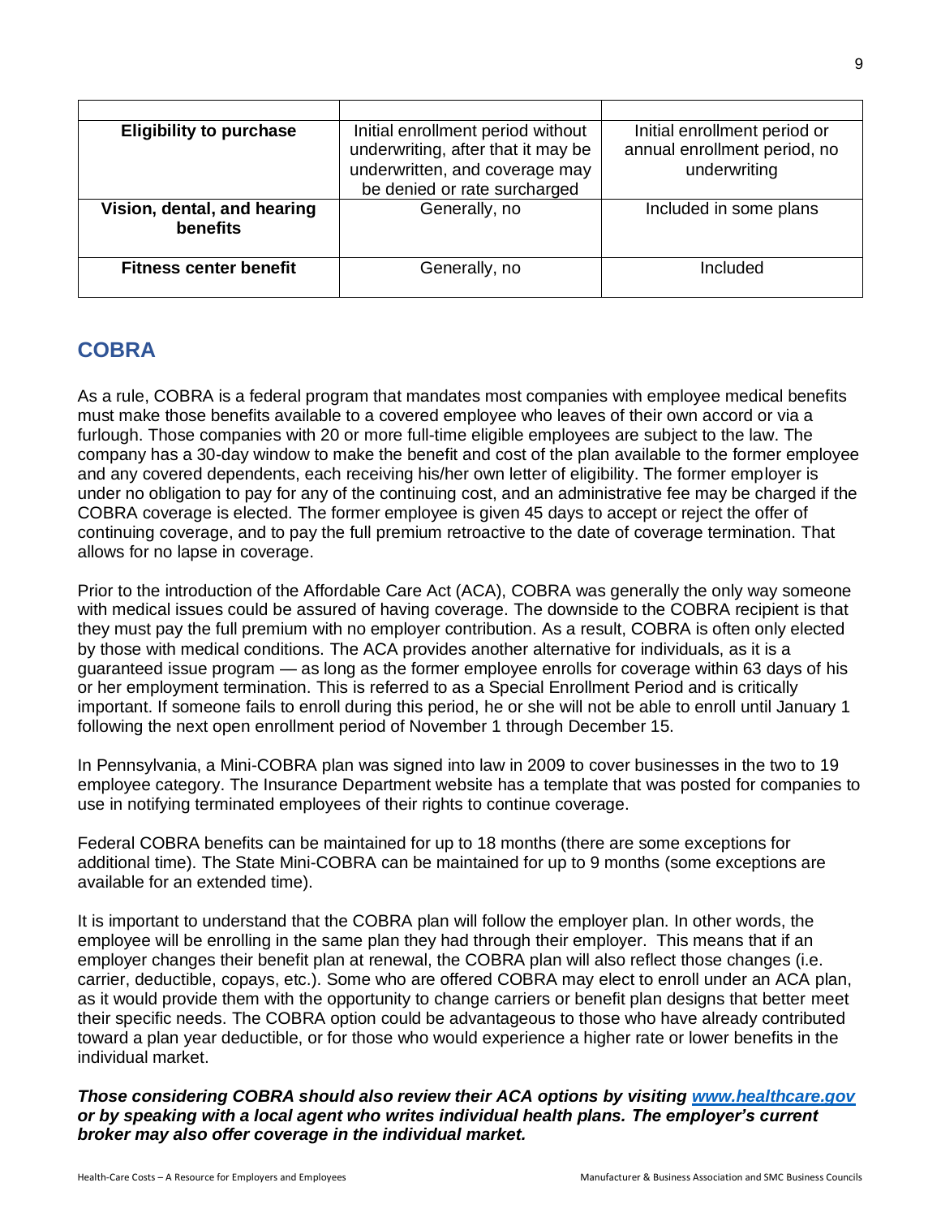| | | |
|---|---|---|
| **Eligibility to purchase** | Initial enrollment period without underwriting, after that it may be underwritten, and coverage may be denied or rate surcharged | Initial enrollment period or annual enrollment period, no underwriting |
| **Vision, dental, and hearing benefits** | Generally, no | Included in some plans |
| **Fitness center benefit** | Generally, no | Included |

## COBRA

As a rule, COBRA is a federal program that mandates most companies with employee medical benefits must make those benefits available to a covered employee who leaves of their own accord or via a furlough. Those companies with 20 or more full-time eligible employees are subject to the law. The company has a 30-day window to make the benefit and cost of the plan available to the former employee and any covered dependents, each receiving his/her own letter of eligibility. The former employer is under no obligation to pay for any of the continuing cost, and an administrative fee may be charged if the COBRA coverage is elected. The former employee is given 45 days to accept or reject the offer of continuing coverage, and to pay the full premium retroactive to the date of coverage termination. That allows for no lapse in coverage.

Prior to the introduction of the Affordable Care Act (ACA), COBRA was generally the only way someone with medical issues could be assured of having coverage. The downside to the COBRA recipient is that they must pay the full premium with no employer contribution. As a result, COBRA is often only elected by those with medical conditions. The ACA provides another alternative for individuals, as it is a guaranteed issue program — as long as the former employee enrolls for coverage within 63 days of his or her employment termination. This is referred to as a Special Enrollment Period and is critically important. If someone fails to enroll during this period, he or she will not be able to enroll until January 1 following the next open enrollment period of November 1 through December 15.

In Pennsylvania, a Mini-COBRA plan was signed into law in 2009 to cover businesses in the two to 19 employee category. The Insurance Department website has a template that was posted for companies to use in notifying terminated employees of their rights to continue coverage.

Federal COBRA benefits can be maintained for up to 18 months (there are some exceptions for additional time). The State Mini-COBRA can be maintained for up to 9 months (some exceptions are available for an extended time).

It is important to understand that the COBRA plan will follow the employer plan. In other words, the employee will be enrolling in the same plan they had through their employer. This means that if an employer changes their benefit plan at renewal, the COBRA plan will also reflect those changes (i.e. carrier, deductible, copays, etc.). Some who are offered COBRA may elect to enroll under an ACA plan, as it would provide them with the opportunity to change carriers or benefit plan designs that better meet their specific needs. The COBRA option could be advantageous to those who have already contributed toward a plan year deductible, or for those who would experience a higher rate or lower benefits in the individual market.

***Those considering COBRA should also review their ACA options by visiting [www.healthcare.gov](http://www.healthcare.gov) or by speaking with a local agent who writes individual health plans. The employer's current broker may also offer coverage in the individual market.***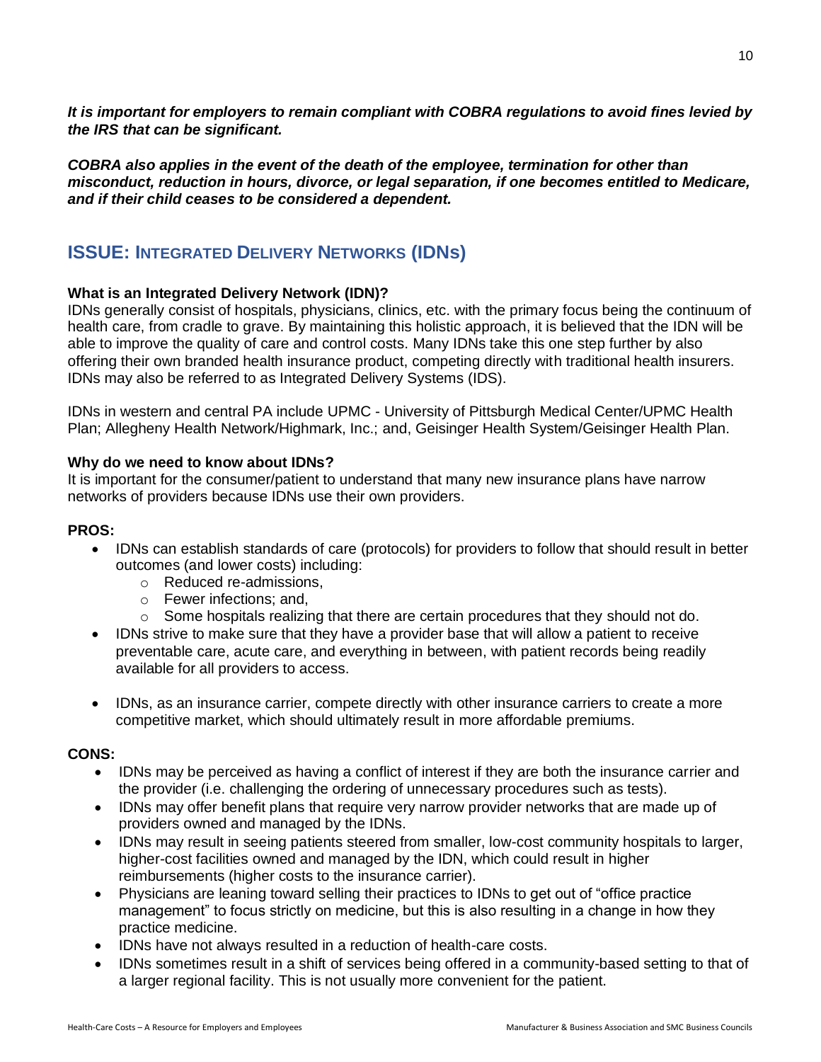***It is important for employers to remain compliant with COBRA regulations to avoid fines levied by the IRS that can be significant.***

***COBRA also applies in the event of the death of the employee, termination for other than misconduct, reduction in hours, divorce, or legal separation, if one becomes entitled to Medicare, and if their child ceases to be considered a dependent.***

## ISSUE: INTEGRATED DELIVERY NETWORKS (IDNs)

**What is an Integrated Delivery Network (IDN)?**

IDNs generally consist of hospitals, physicians, clinics, etc. with the primary focus being the continuum of health care, from cradle to grave. By maintaining this holistic approach, it is believed that the IDN will be able to improve the quality of care and control costs. Many IDNs take this one step further by also offering their own branded health insurance product, competing directly with traditional health insurers. IDNs may also be referred to as Integrated Delivery Systems (IDS).

IDNs in western and central PA include UPMC - University of Pittsburgh Medical Center/UPMC Health Plan; Allegheny Health Network/Highmark, Inc.; and, Geisinger Health System/Geisinger Health Plan.

**Why do we need to know about IDNs?**

It is important for the consumer/patient to understand that many new insurance plans have narrow networks of providers because IDNs use their own providers.

**PROS:**

- IDNs can establish standards of care (protocols) for providers to follow that should result in better outcomes (and lower costs) including:
  - Reduced re-admissions,
  - Fewer infections; and,
  - Some hospitals realizing that there are certain procedures that they should not do.
- IDNs strive to make sure that they have a provider base that will allow a patient to receive preventable care, acute care, and everything in between, with patient records being readily available for all providers to access.
- IDNs, as an insurance carrier, compete directly with other insurance carriers to create a more competitive market, which should ultimately result in more affordable premiums.

**CONS:**

- IDNs may be perceived as having a conflict of interest if they are both the insurance carrier and the provider (i.e. challenging the ordering of unnecessary procedures such as tests).
- IDNs may offer benefit plans that require very narrow provider networks that are made up of providers owned and managed by the IDNs.
- IDNs may result in seeing patients steered from smaller, low-cost community hospitals to larger, higher-cost facilities owned and managed by the IDN, which could result in higher reimbursements (higher costs to the insurance carrier).
- Physicians are leaning toward selling their practices to IDNs to get out of "office practice management" to focus strictly on medicine, but this is also resulting in a change in how they practice medicine.
- IDNs have not always resulted in a reduction of health-care costs.
- IDNs sometimes result in a shift of services being offered in a community-based setting to that of a larger regional facility. This is not usually more convenient for the patient.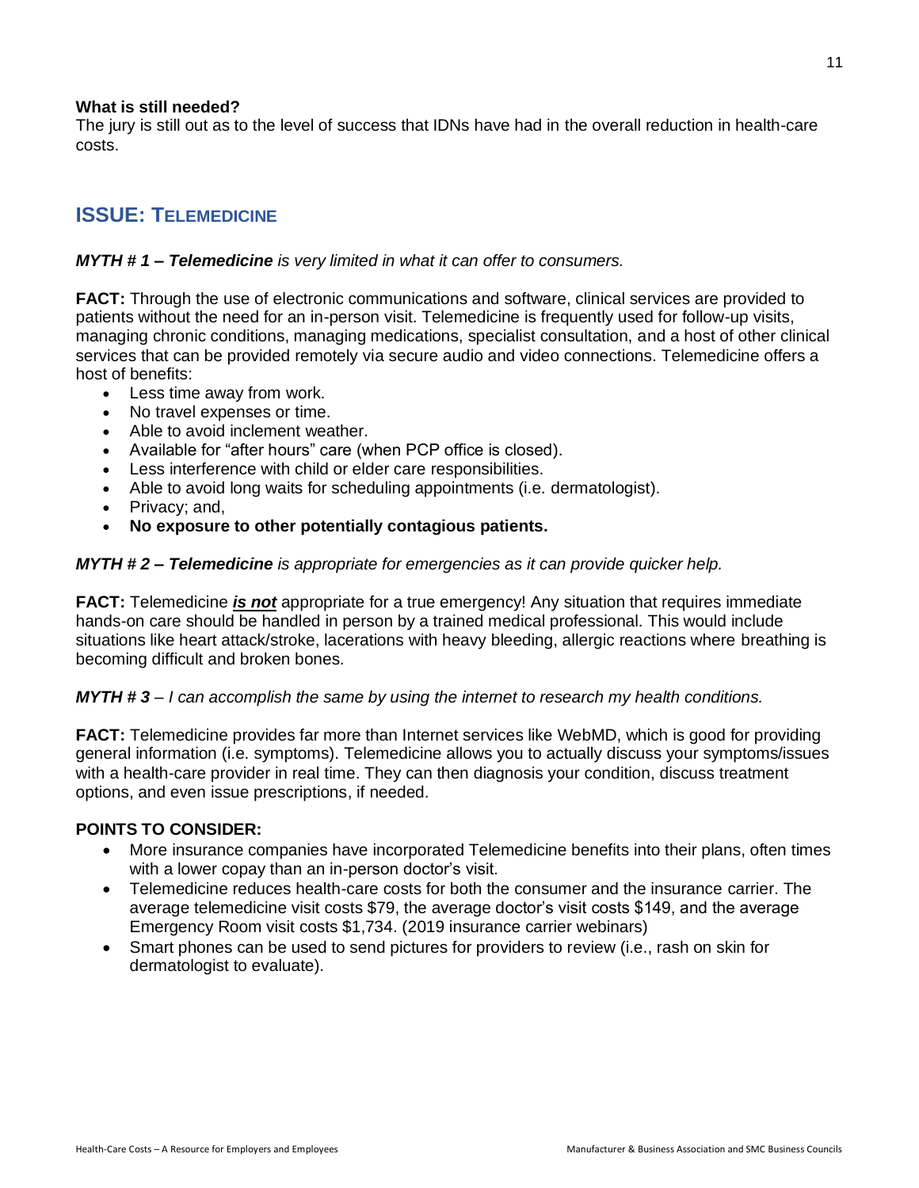**What is still needed?**
The jury is still out as to the level of success that IDNs have had in the overall reduction in health-care costs.

## ISSUE: TELEMEDICINE

***MYTH # 1 – Telemedicine** is very limited in what it can offer to consumers.*

**FACT:** Through the use of electronic communications and software, clinical services are provided to patients without the need for an in-person visit. Telemedicine is frequently used for follow-up visits, managing chronic conditions, managing medications, specialist consultation, and a host of other clinical services that can be provided remotely via secure audio and video connections. Telemedicine offers a host of benefits:

- Less time away from work.
- No travel expenses or time.
- Able to avoid inclement weather.
- Available for "after hours" care (when PCP office is closed).
- Less interference with child or elder care responsibilities.
- Able to avoid long waits for scheduling appointments (i.e. dermatologist).
- Privacy; and,
- **No exposure to other potentially contagious patients.**

***MYTH # 2 – Telemedicine** is appropriate for emergencies as it can provide quicker help.*

**FACT:** Telemedicine ***is not*** appropriate for a true emergency! Any situation that requires immediate hands-on care should be handled in person by a trained medical professional. This would include situations like heart attack/stroke, lacerations with heavy bleeding, allergic reactions where breathing is becoming difficult and broken bones.

***MYTH # 3** – I can accomplish the same by using the internet to research my health conditions.*

**FACT:** Telemedicine provides far more than Internet services like WebMD, which is good for providing general information (i.e. symptoms). Telemedicine allows you to actually discuss your symptoms/issues with a health-care provider in real time. They can then diagnosis your condition, discuss treatment options, and even issue prescriptions, if needed.

**POINTS TO CONSIDER:**

- More insurance companies have incorporated Telemedicine benefits into their plans, often times with a lower copay than an in-person doctor's visit.
- Telemedicine reduces health-care costs for both the consumer and the insurance carrier. The average telemedicine visit costs $79, the average doctor's visit costs $149, and the average Emergency Room visit costs $1,734. (2019 insurance carrier webinars)
- Smart phones can be used to send pictures for providers to review (i.e., rash on skin for dermatologist to evaluate).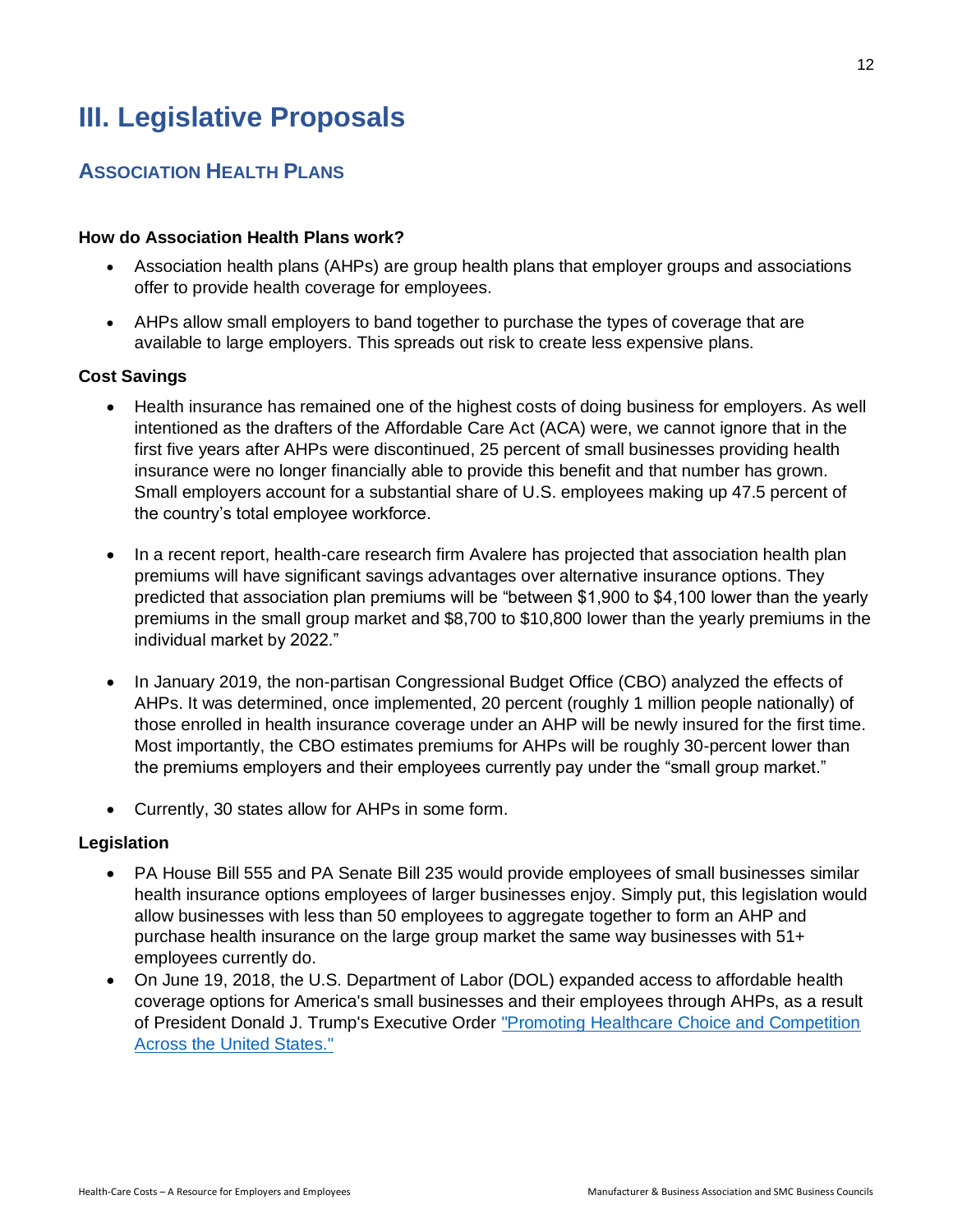# III. Legislative Proposals

## Association Health Plans

### How do Association Health Plans work?

- Association health plans (AHPs) are group health plans that employer groups and associations offer to provide health coverage for employees.
- AHPs allow small employers to band together to purchase the types of coverage that are available to large employers. This spreads out risk to create less expensive plans.

### Cost Savings

- Health insurance has remained one of the highest costs of doing business for employers. As well intentioned as the drafters of the Affordable Care Act (ACA) were, we cannot ignore that in the first five years after AHPs were discontinued, 25 percent of small businesses providing health insurance were no longer financially able to provide this benefit and that number has grown. Small employers account for a substantial share of U.S. employees making up 47.5 percent of the country's total employee workforce.
- In a recent report, health-care research firm Avalere has projected that association health plan premiums will have significant savings advantages over alternative insurance options. They predicted that association plan premiums will be "between $1,900 to $4,100 lower than the yearly premiums in the small group market and $8,700 to $10,800 lower than the yearly premiums in the individual market by 2022."
- In January 2019, the non-partisan Congressional Budget Office (CBO) analyzed the effects of AHPs. It was determined, once implemented, 20 percent (roughly 1 million people nationally) of those enrolled in health insurance coverage under an AHP will be newly insured for the first time. Most importantly, the CBO estimates premiums for AHPs will be roughly 30-percent lower than the premiums employers and their employees currently pay under the "small group market."
- Currently, 30 states allow for AHPs in some form.

### Legislation

- PA House Bill 555 and PA Senate Bill 235 would provide employees of small businesses similar health insurance options employees of larger businesses enjoy. Simply put, this legislation would allow businesses with less than 50 employees to aggregate together to form an AHP and purchase health insurance on the large group market the same way businesses with 51+ employees currently do.
- On June 19, 2018, the U.S. Department of Labor (DOL) expanded access to affordable health coverage options for America's small businesses and their employees through AHPs, as a result of President Donald J. Trump's Executive Order "Promoting Healthcare Choice and Competition Across the United States."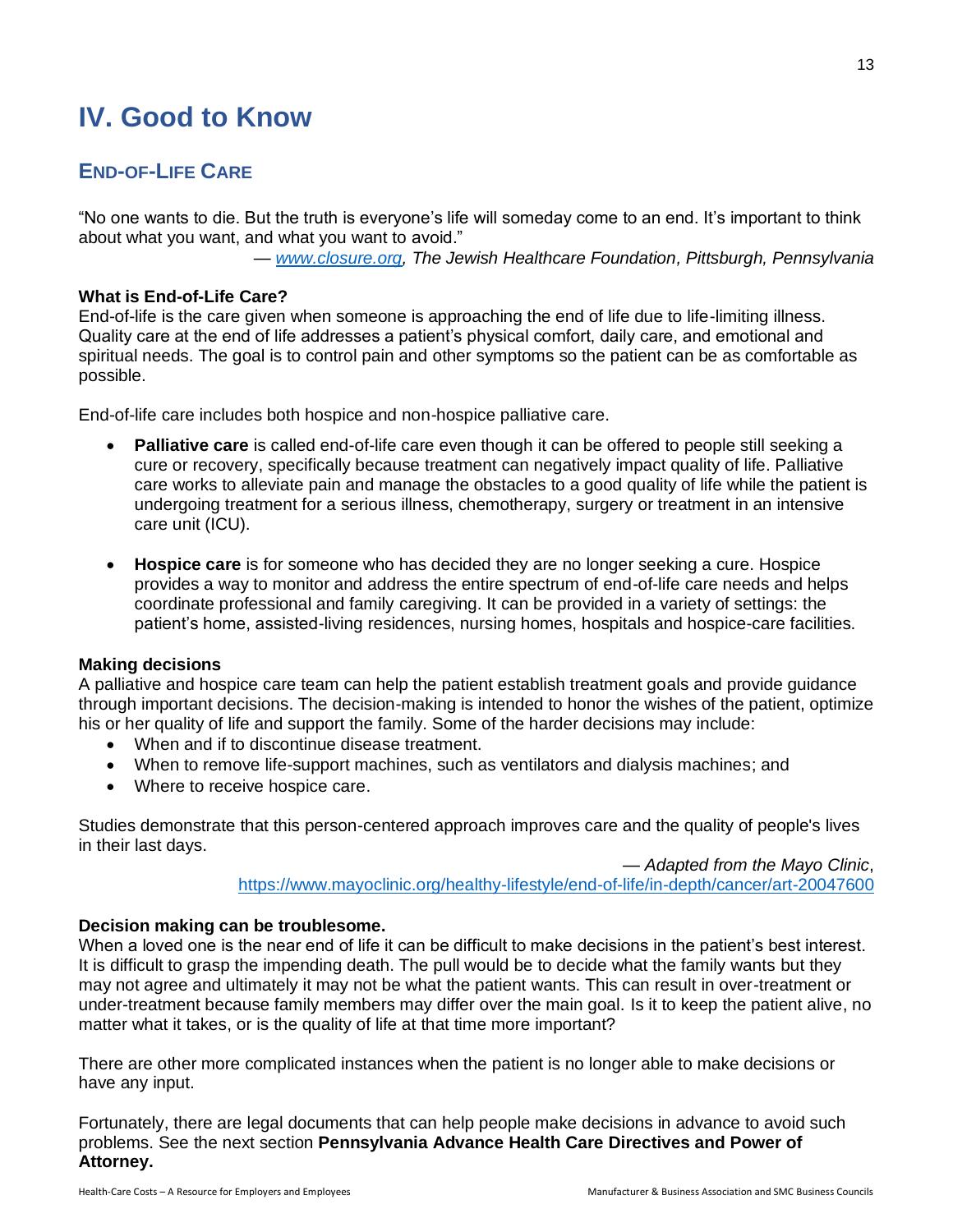# IV. Good to Know

## END-OF-LIFE CARE

"No one wants to die. But the truth is everyone's life will someday come to an end. It's important to think about what you want, and what you want to avoid."

— *www.closure.org, The Jewish Healthcare Foundation, Pittsburgh, Pennsylvania*

**What is End-of-Life Care?**
End-of-life is the care given when someone is approaching the end of life due to life-limiting illness. Quality care at the end of life addresses a patient's physical comfort, daily care, and emotional and spiritual needs. The goal is to control pain and other symptoms so the patient can be as comfortable as possible.

End-of-life care includes both hospice and non-hospice palliative care.

- **Palliative care** is called end-of-life care even though it can be offered to people still seeking a cure or recovery, specifically because treatment can negatively impact quality of life. Palliative care works to alleviate pain and manage the obstacles to a good quality of life while the patient is undergoing treatment for a serious illness, chemotherapy, surgery or treatment in an intensive care unit (ICU).

- **Hospice care** is for someone who has decided they are no longer seeking a cure. Hospice provides a way to monitor and address the entire spectrum of end-of-life care needs and helps coordinate professional and family caregiving. It can be provided in a variety of settings: the patient's home, assisted-living residences, nursing homes, hospitals and hospice-care facilities.

**Making decisions**
A palliative and hospice care team can help the patient establish treatment goals and provide guidance through important decisions. The decision-making is intended to honor the wishes of the patient, optimize his or her quality of life and support the family. Some of the harder decisions may include:

- When and if to discontinue disease treatment.
- When to remove life-support machines, such as ventilators and dialysis machines; and
- Where to receive hospice care.

Studies demonstrate that this person-centered approach improves care and the quality of people's lives in their last days.

— *Adapted from the Mayo Clinic*, https://www.mayoclinic.org/healthy-lifestyle/end-of-life/in-depth/cancer/art-20047600

**Decision making can be troublesome.**
When a loved one is the near end of life it can be difficult to make decisions in the patient's best interest. It is difficult to grasp the impending death. The pull would be to decide what the family wants but they may not agree and ultimately it may not be what the patient wants. This can result in over-treatment or under-treatment because family members may differ over the main goal. Is it to keep the patient alive, no matter what it takes, or is the quality of life at that time more important?

There are other more complicated instances when the patient is no longer able to make decisions or have any input.

Fortunately, there are legal documents that can help people make decisions in advance to avoid such problems. See the next section **Pennsylvania Advance Health Care Directives and Power of Attorney.**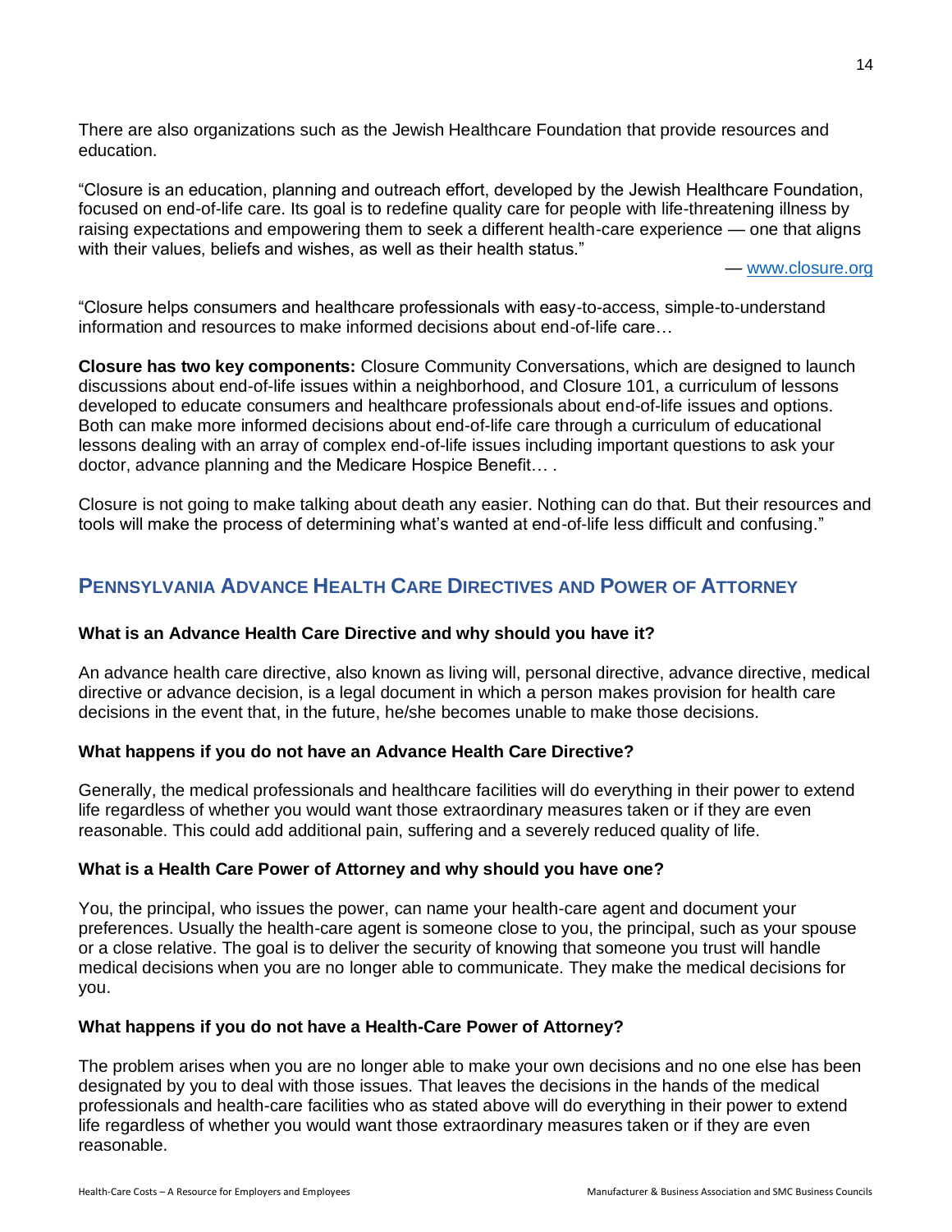There are also organizations such as the Jewish Healthcare Foundation that provide resources and education.

"Closure is an education, planning and outreach effort, developed by the Jewish Healthcare Foundation, focused on end-of-life care. Its goal is to redefine quality care for people with life-threatening illness by raising expectations and empowering them to seek a different health-care experience — one that aligns with their values, beliefs and wishes, as well as their health status."

— www.closure.org

"Closure helps consumers and healthcare professionals with easy-to-access, simple-to-understand information and resources to make informed decisions about end-of-life care…

**Closure has two key components:** Closure Community Conversations, which are designed to launch discussions about end-of-life issues within a neighborhood, and Closure 101, a curriculum of lessons developed to educate consumers and healthcare professionals about end-of-life issues and options. Both can make more informed decisions about end-of-life care through a curriculum of educational lessons dealing with an array of complex end-of-life issues including important questions to ask your doctor, advance planning and the Medicare Hospice Benefit… .

Closure is not going to make talking about death any easier. Nothing can do that. But their resources and tools will make the process of determining what's wanted at end-of-life less difficult and confusing."

## Pennsylvania Advance Health Care Directives and Power of Attorney

### What is an Advance Health Care Directive and why should you have it?

An advance health care directive, also known as living will, personal directive, advance directive, medical directive or advance decision, is a legal document in which a person makes provision for health care decisions in the event that, in the future, he/she becomes unable to make those decisions.

### What happens if you do not have an Advance Health Care Directive?

Generally, the medical professionals and healthcare facilities will do everything in their power to extend life regardless of whether you would want those extraordinary measures taken or if they are even reasonable. This could add additional pain, suffering and a severely reduced quality of life.

### What is a Health Care Power of Attorney and why should you have one?

You, the principal, who issues the power, can name your health-care agent and document your preferences. Usually the health-care agent is someone close to you, the principal, such as your spouse or a close relative. The goal is to deliver the security of knowing that someone you trust will handle medical decisions when you are no longer able to communicate. They make the medical decisions for you.

### What happens if you do not have a Health-Care Power of Attorney?

The problem arises when you are no longer able to make your own decisions and no one else has been designated by you to deal with those issues. That leaves the decisions in the hands of the medical professionals and health-care facilities who as stated above will do everything in their power to extend life regardless of whether you would want those extraordinary measures taken or if they are even reasonable.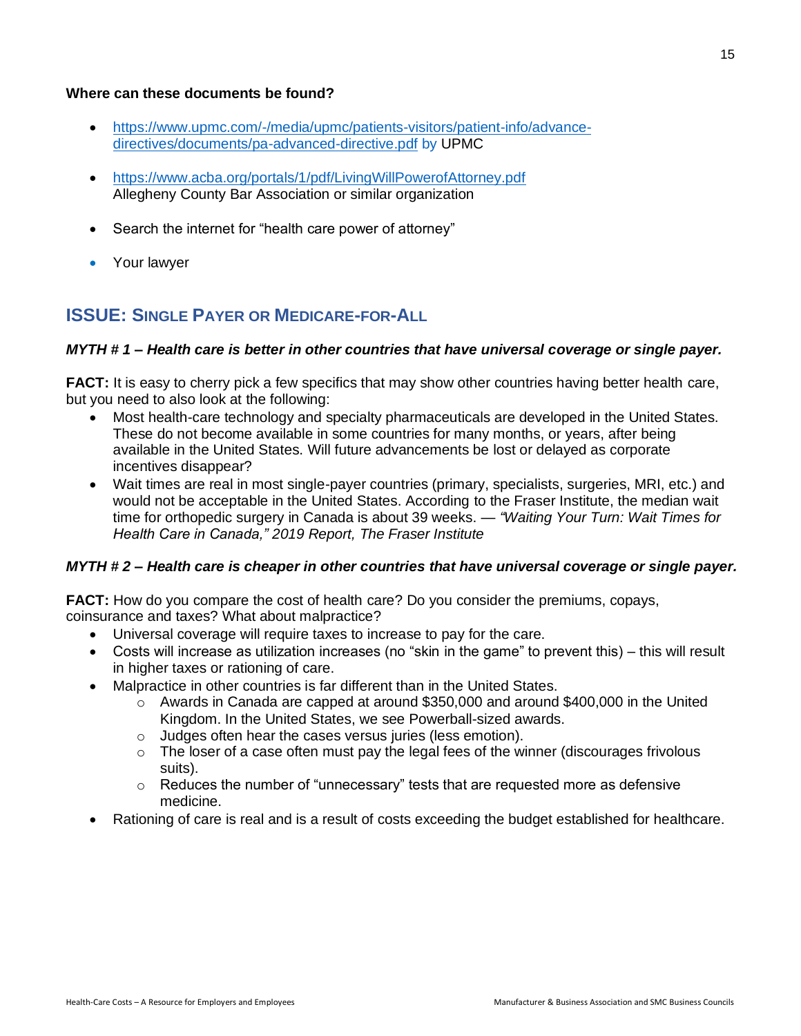**Where can these documents be found?**

- [https://www.upmc.com/-/media/upmc/patients-visitors/patient-info/advance-directives/documents/pa-advanced-directive.pdf](https://www.upmc.com/-/media/upmc/patients-visitors/patient-info/advance-directives/documents/pa-advanced-directive.pdf) by UPMC
- [https://www.acba.org/portals/1/pdf/LivingWillPowerofAttorney.pdf](https://www.acba.org/portals/1/pdf/LivingWillPowerofAttorney.pdf) Allegheny County Bar Association or similar organization
- Search the internet for "health care power of attorney"
- Your lawyer

## ISSUE: SINGLE PAYER OR MEDICARE-FOR-ALL

***MYTH # 1 – Health care is better in other countries that have universal coverage or single payer.***

**FACT:** It is easy to cherry pick a few specifics that may show other countries having better health care, but you need to also look at the following:

- Most health-care technology and specialty pharmaceuticals are developed in the United States. These do not become available in some countries for many months, or years, after being available in the United States. Will future advancements be lost or delayed as corporate incentives disappear?
- Wait times are real in most single-payer countries (primary, specialists, surgeries, MRI, etc.) and would not be acceptable in the United States. According to the Fraser Institute, the median wait time for orthopedic surgery in Canada is about 39 weeks. — *"Waiting Your Turn: Wait Times for Health Care in Canada," 2019 Report, The Fraser Institute*

***MYTH # 2 – Health care is cheaper in other countries that have universal coverage or single payer.***

**FACT:** How do you compare the cost of health care? Do you consider the premiums, copays, coinsurance and taxes? What about malpractice?

- Universal coverage will require taxes to increase to pay for the care.
- Costs will increase as utilization increases (no "skin in the game" to prevent this) – this will result in higher taxes or rationing of care.
- Malpractice in other countries is far different than in the United States.
  - Awards in Canada are capped at around $350,000 and around $400,000 in the United Kingdom. In the United States, we see Powerball-sized awards.
  - Judges often hear the cases versus juries (less emotion).
  - The loser of a case often must pay the legal fees of the winner (discourages frivolous suits).
  - Reduces the number of "unnecessary" tests that are requested more as defensive medicine.
- Rationing of care is real and is a result of costs exceeding the budget established for healthcare.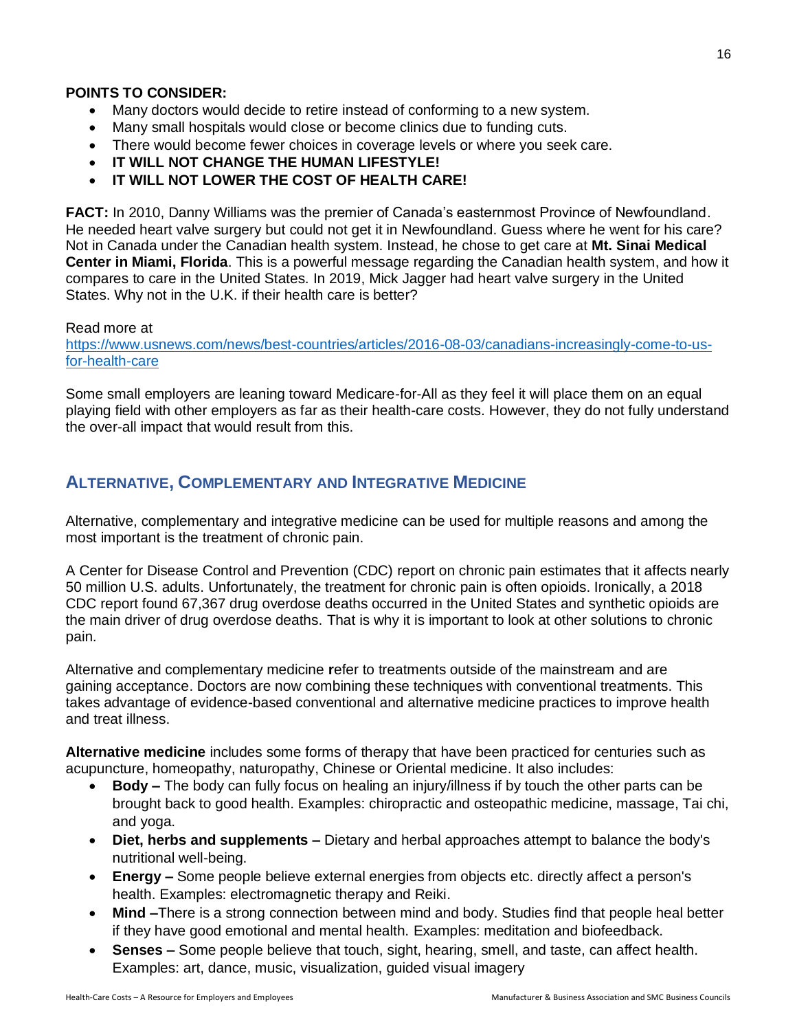**POINTS TO CONSIDER:**

- Many doctors would decide to retire instead of conforming to a new system.
- Many small hospitals would close or become clinics due to funding cuts.
- There would become fewer choices in coverage levels or where you seek care.
- **IT WILL NOT CHANGE THE HUMAN LIFESTYLE!**
- **IT WILL NOT LOWER THE COST OF HEALTH CARE!**

**FACT:** In 2010, Danny Williams was the premier of Canada's easternmost Province of Newfoundland. He needed heart valve surgery but could not get it in Newfoundland. Guess where he went for his care? Not in Canada under the Canadian health system. Instead, he chose to get care at **Mt. Sinai Medical Center in Miami, Florida**. This is a powerful message regarding the Canadian health system, and how it compares to care in the United States. In 2019, Mick Jagger had heart valve surgery in the United States. Why not in the U.K. if their health care is better?

Read more at
https://www.usnews.com/news/best-countries/articles/2016-08-03/canadians-increasingly-come-to-us-for-health-care

Some small employers are leaning toward Medicare-for-All as they feel it will place them on an equal playing field with other employers as far as their health-care costs. However, they do not fully understand the over-all impact that would result from this.

## Alternative, Complementary and Integrative Medicine

Alternative, complementary and integrative medicine can be used for multiple reasons and among the most important is the treatment of chronic pain.

A Center for Disease Control and Prevention (CDC) report on chronic pain estimates that it affects nearly 50 million U.S. adults. Unfortunately, the treatment for chronic pain is often opioids. Ironically, a 2018 CDC report found 67,367 drug overdose deaths occurred in the United States and synthetic opioids are the main driver of drug overdose deaths. That is why it is important to look at other solutions to chronic pain.

Alternative and complementary medicine refer to treatments outside of the mainstream and are gaining acceptance. Doctors are now combining these techniques with conventional treatments. This takes advantage of evidence-based conventional and alternative medicine practices to improve health and treat illness.

**Alternative medicine** includes some forms of therapy that have been practiced for centuries such as acupuncture, homeopathy, naturopathy, Chinese or Oriental medicine. It also includes:

- **Body –** The body can fully focus on healing an injury/illness if by touch the other parts can be brought back to good health. Examples: chiropractic and osteopathic medicine, massage, Tai chi, and yoga.
- **Diet, herbs and supplements –** Dietary and herbal approaches attempt to balance the body's nutritional well-being.
- **Energy –** Some people believe external energies from objects etc. directly affect a person's health. Examples: electromagnetic therapy and Reiki.
- **Mind –**There is a strong connection between mind and body. Studies find that people heal better if they have good emotional and mental health. Examples: meditation and biofeedback.
- **Senses –** Some people believe that touch, sight, hearing, smell, and taste, can affect health. Examples: art, dance, music, visualization, guided visual imagery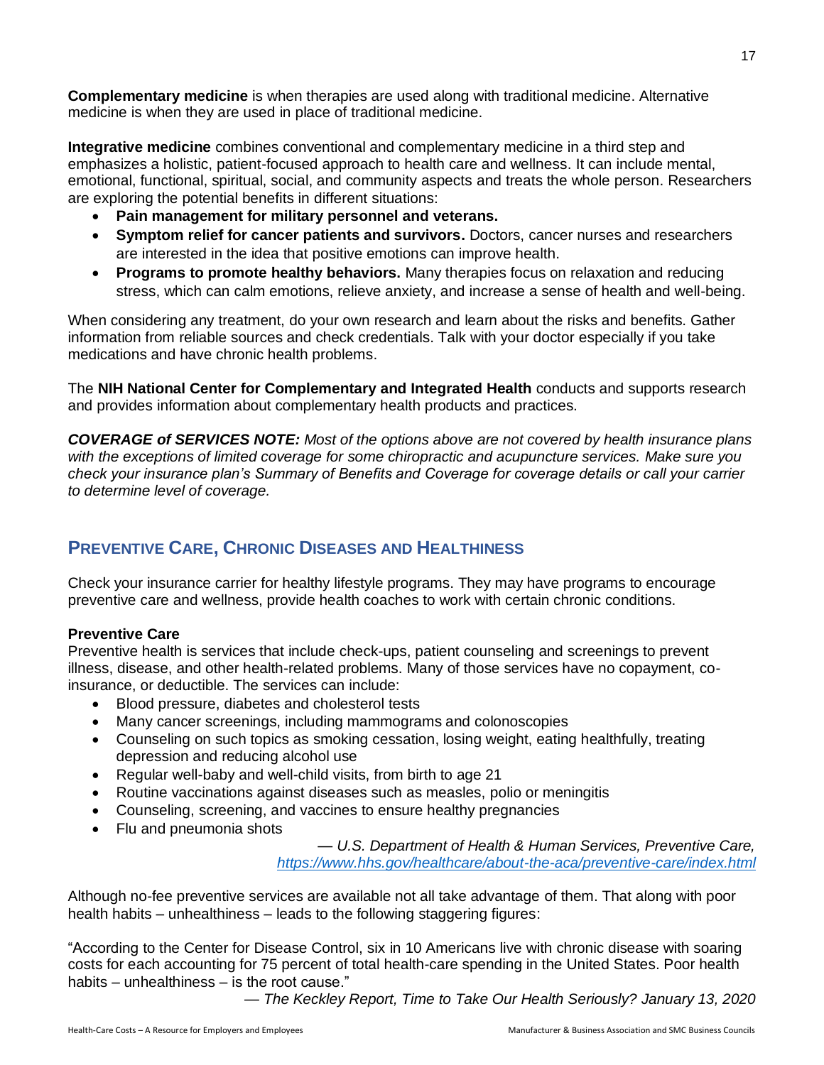**Complementary medicine** is when therapies are used along with traditional medicine. Alternative medicine is when they are used in place of traditional medicine.

**Integrative medicine** combines conventional and complementary medicine in a third step and emphasizes a holistic, patient-focused approach to health care and wellness. It can include mental, emotional, functional, spiritual, social, and community aspects and treats the whole person. Researchers are exploring the potential benefits in different situations:

- **Pain management for military personnel and veterans.**
- **Symptom relief for cancer patients and survivors.** Doctors, cancer nurses and researchers are interested in the idea that positive emotions can improve health.
- **Programs to promote healthy behaviors.** Many therapies focus on relaxation and reducing stress, which can calm emotions, relieve anxiety, and increase a sense of health and well-being.

When considering any treatment, do your own research and learn about the risks and benefits. Gather information from reliable sources and check credentials. Talk with your doctor especially if you take medications and have chronic health problems.

The **NIH National Center for Complementary and Integrated Health** conducts and supports research and provides information about complementary health products and practices.

***COVERAGE of SERVICES NOTE:*** *Most of the options above are not covered by health insurance plans with the exceptions of limited coverage for some chiropractic and acupuncture services. Make sure you check your insurance plan's Summary of Benefits and Coverage for coverage details or call your carrier to determine level of coverage.*

## Preventive Care, Chronic Diseases and Healthiness

Check your insurance carrier for healthy lifestyle programs. They may have programs to encourage preventive care and wellness, provide health coaches to work with certain chronic conditions.

### Preventive Care

Preventive health is services that include check-ups, patient counseling and screenings to prevent illness, disease, and other health-related problems. Many of those services have no copayment, co-insurance, or deductible. The services can include:

- Blood pressure, diabetes and cholesterol tests
- Many cancer screenings, including mammograms and colonoscopies
- Counseling on such topics as smoking cessation, losing weight, eating healthfully, treating depression and reducing alcohol use
- Regular well-baby and well-child visits, from birth to age 21
- Routine vaccinations against diseases such as measles, polio or meningitis
- Counseling, screening, and vaccines to ensure healthy pregnancies
- Flu and pneumonia shots

*— U.S. Department of Health & Human Services, Preventive Care, https://www.hhs.gov/healthcare/about-the-aca/preventive-care/index.html*

Although no-fee preventive services are available not all take advantage of them. That along with poor health habits – unhealthiness – leads to the following staggering figures:

"According to the Center for Disease Control, six in 10 Americans live with chronic disease with soaring costs for each accounting for 75 percent of total health-care spending in the United States. Poor health habits – unhealthiness – is the root cause."

*— The Keckley Report, Time to Take Our Health Seriously? January 13, 2020*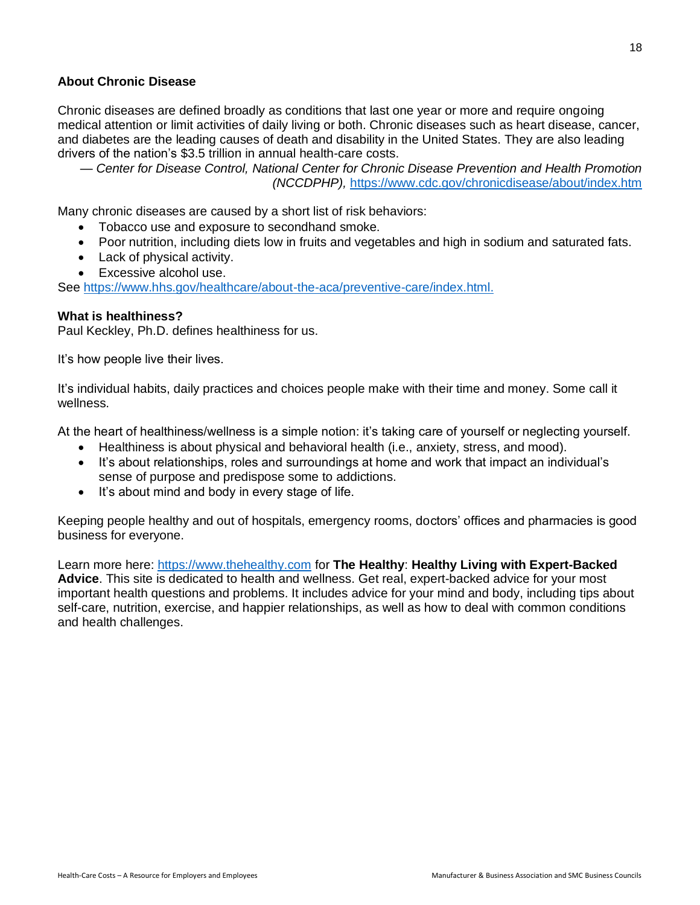**About Chronic Disease**

Chronic diseases are defined broadly as conditions that last one year or more and require ongoing medical attention or limit activities of daily living or both. Chronic diseases such as heart disease, cancer, and diabetes are the leading causes of death and disability in the United States. They are also leading drivers of the nation's $3.5 trillion in annual health-care costs.

— *Center for Disease Control, National Center for Chronic Disease Prevention and Health Promotion (NCCDPHP),* https://www.cdc.gov/chronicdisease/about/index.htm

Many chronic diseases are caused by a short list of risk behaviors:

- Tobacco use and exposure to secondhand smoke.
- Poor nutrition, including diets low in fruits and vegetables and high in sodium and saturated fats.
- Lack of physical activity.
- Excessive alcohol use.

See https://www.hhs.gov/healthcare/about-the-aca/preventive-care/index.html.

**What is healthiness?**

Paul Keckley, Ph.D. defines healthiness for us.

It's how people live their lives.

It's individual habits, daily practices and choices people make with their time and money. Some call it wellness.

At the heart of healthiness/wellness is a simple notion: it's taking care of yourself or neglecting yourself.

- Healthiness is about physical and behavioral health (i.e., anxiety, stress, and mood).
- It's about relationships, roles and surroundings at home and work that impact an individual's sense of purpose and predispose some to addictions.
- It's about mind and body in every stage of life.

Keeping people healthy and out of hospitals, emergency rooms, doctors' offices and pharmacies is good business for everyone.

Learn more here: https://www.thehealthy.com for **The Healthy**: **Healthy Living with Expert-Backed Advice**. This site is dedicated to health and wellness. Get real, expert-backed advice for your most important health questions and problems. It includes advice for your mind and body, including tips about self-care, nutrition, exercise, and happier relationships, as well as how to deal with common conditions and health challenges.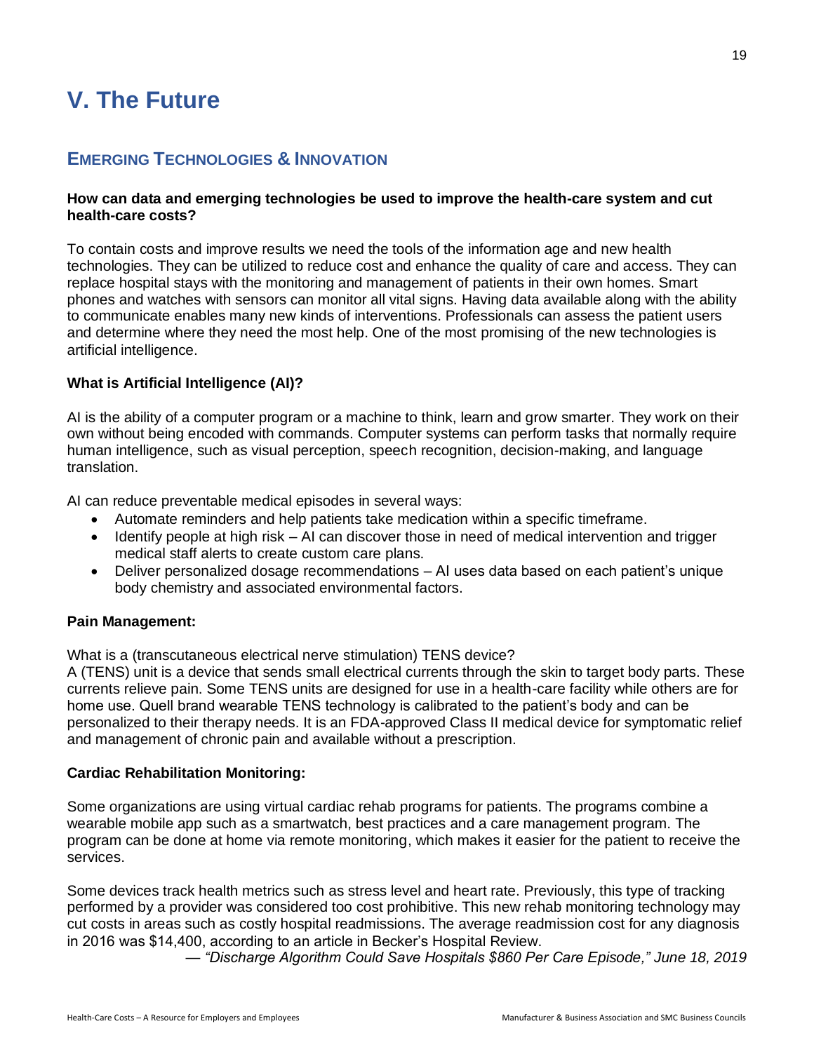# V. The Future

## Emerging Technologies & Innovation

**How can data and emerging technologies be used to improve the health-care system and cut health-care costs?**

To contain costs and improve results we need the tools of the information age and new health technologies. They can be utilized to reduce cost and enhance the quality of care and access. They can replace hospital stays with the monitoring and management of patients in their own homes. Smart phones and watches with sensors can monitor all vital signs. Having data available along with the ability to communicate enables many new kinds of interventions. Professionals can assess the patient users and determine where they need the most help. One of the most promising of the new technologies is artificial intelligence.

### What is Artificial Intelligence (AI)?

AI is the ability of a computer program or a machine to think, learn and grow smarter. They work on their own without being encoded with commands. Computer systems can perform tasks that normally require human intelligence, such as visual perception, speech recognition, decision-making, and language translation.

AI can reduce preventable medical episodes in several ways:

- Automate reminders and help patients take medication within a specific timeframe.
- Identify people at high risk – AI can discover those in need of medical intervention and trigger medical staff alerts to create custom care plans.
- Deliver personalized dosage recommendations – AI uses data based on each patient's unique body chemistry and associated environmental factors.

### Pain Management:

What is a (transcutaneous electrical nerve stimulation) TENS device?
A (TENS) unit is a device that sends small electrical currents through the skin to target body parts. These currents relieve pain. Some TENS units are designed for use in a health-care facility while others are for home use. Quell brand wearable TENS technology is calibrated to the patient's body and can be personalized to their therapy needs. It is an FDA-approved Class II medical device for symptomatic relief and management of chronic pain and available without a prescription.

### Cardiac Rehabilitation Monitoring:

Some organizations are using virtual cardiac rehab programs for patients. The programs combine a wearable mobile app such as a smartwatch, best practices and a care management program. The program can be done at home via remote monitoring, which makes it easier for the patient to receive the services.

Some devices track health metrics such as stress level and heart rate. Previously, this type of tracking performed by a provider was considered too cost prohibitive. This new rehab monitoring technology may cut costs in areas such as costly hospital readmissions. The average readmission cost for any diagnosis in 2016 was $14,400, according to an article in Becker's Hospital Review.

*— "Discharge Algorithm Could Save Hospitals $860 Per Care Episode," June 18, 2019*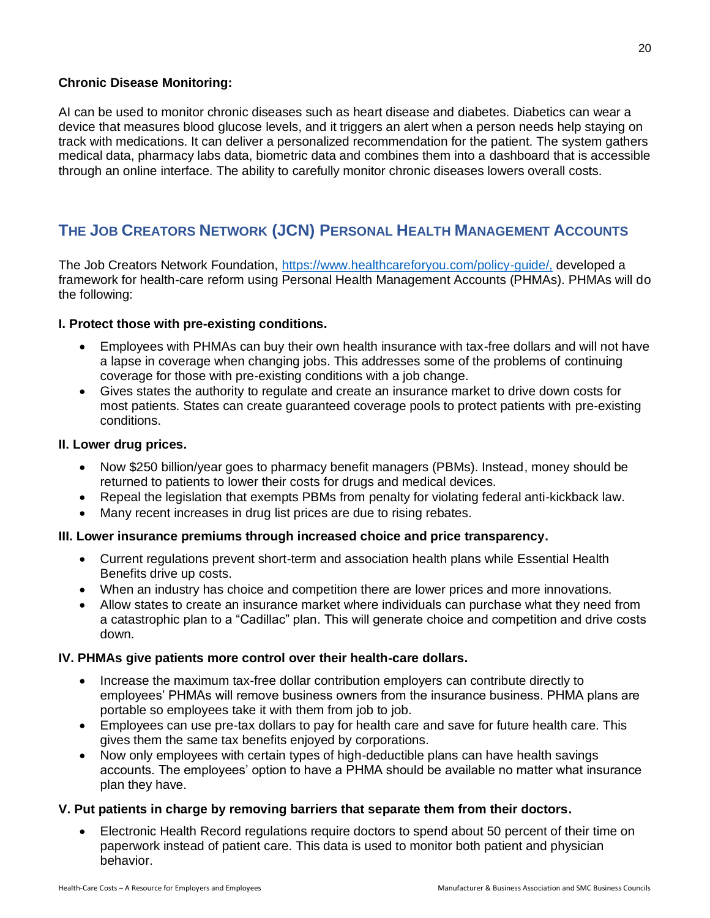**Chronic Disease Monitoring:**

AI can be used to monitor chronic diseases such as heart disease and diabetes. Diabetics can wear a device that measures blood glucose levels, and it triggers an alert when a person needs help staying on track with medications. It can deliver a personalized recommendation for the patient. The system gathers medical data, pharmacy labs data, biometric data and combines them into a dashboard that is accessible through an online interface. The ability to carefully monitor chronic diseases lowers overall costs.

## THE JOB CREATORS NETWORK (JCN) PERSONAL HEALTH MANAGEMENT ACCOUNTS

The Job Creators Network Foundation, https://www.healthcareforyou.com/policy-guide/, developed a framework for health-care reform using Personal Health Management Accounts (PHMAs). PHMAs will do the following:

**I. Protect those with pre-existing conditions.**

- Employees with PHMAs can buy their own health insurance with tax-free dollars and will not have a lapse in coverage when changing jobs. This addresses some of the problems of continuing coverage for those with pre-existing conditions with a job change.
- Gives states the authority to regulate and create an insurance market to drive down costs for most patients. States can create guaranteed coverage pools to protect patients with pre-existing conditions.

**II. Lower drug prices.**

- Now $250 billion/year goes to pharmacy benefit managers (PBMs). Instead, money should be returned to patients to lower their costs for drugs and medical devices.
- Repeal the legislation that exempts PBMs from penalty for violating federal anti-kickback law.
- Many recent increases in drug list prices are due to rising rebates.

**III. Lower insurance premiums through increased choice and price transparency.**

- Current regulations prevent short-term and association health plans while Essential Health Benefits drive up costs.
- When an industry has choice and competition there are lower prices and more innovations.
- Allow states to create an insurance market where individuals can purchase what they need from a catastrophic plan to a "Cadillac" plan. This will generate choice and competition and drive costs down.

**IV. PHMAs give patients more control over their health-care dollars.**

- Increase the maximum tax-free dollar contribution employers can contribute directly to employees' PHMAs will remove business owners from the insurance business. PHMA plans are portable so employees take it with them from job to job.
- Employees can use pre-tax dollars to pay for health care and save for future health care. This gives them the same tax benefits enjoyed by corporations.
- Now only employees with certain types of high-deductible plans can have health savings accounts. The employees' option to have a PHMA should be available no matter what insurance plan they have.

**V. Put patients in charge by removing barriers that separate them from their doctors.**

- Electronic Health Record regulations require doctors to spend about 50 percent of their time on paperwork instead of patient care. This data is used to monitor both patient and physician behavior.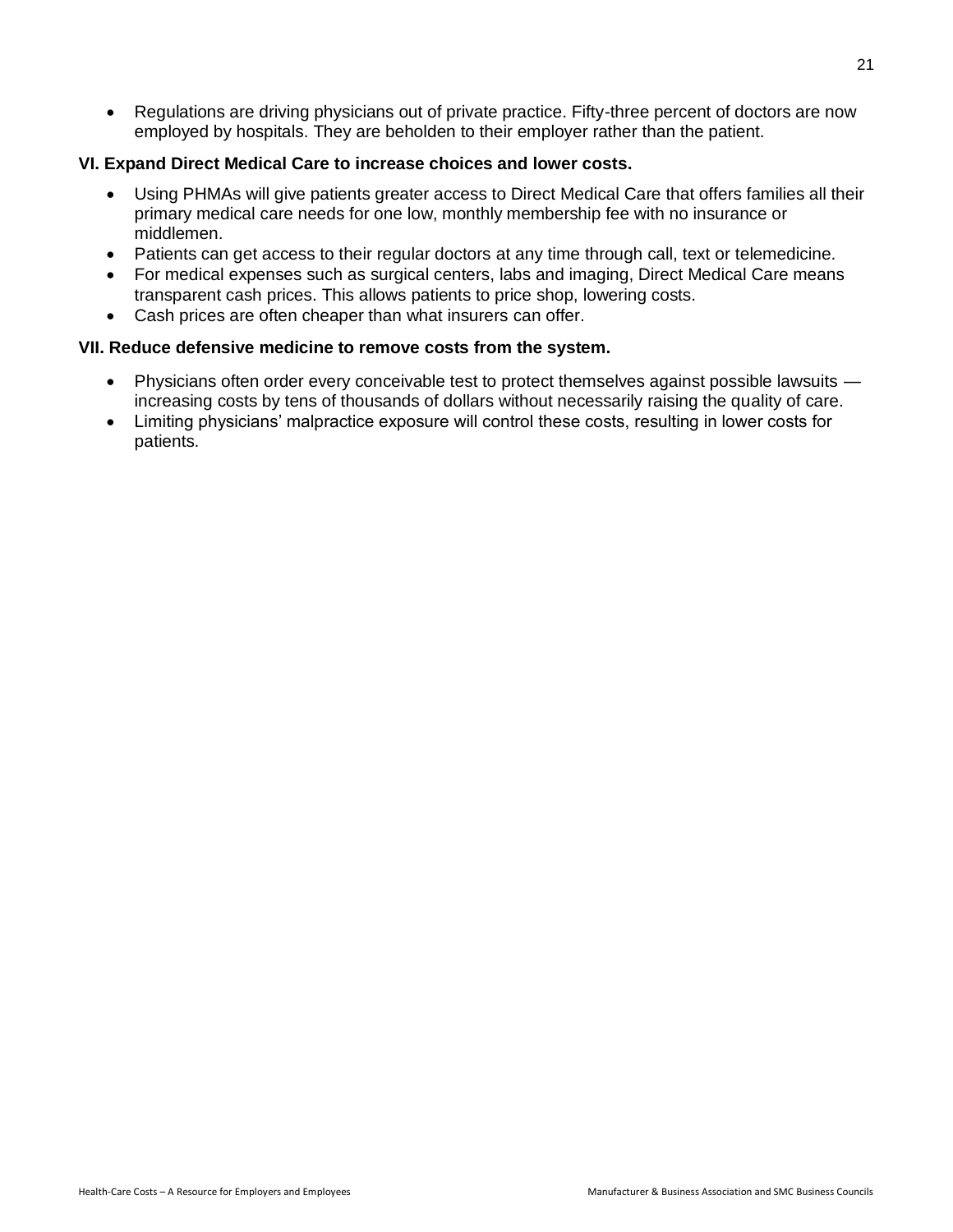- Regulations are driving physicians out of private practice. Fifty-three percent of doctors are now employed by hospitals. They are beholden to their employer rather than the patient.

**VI. Expand Direct Medical Care to increase choices and lower costs.**

- Using PHMAs will give patients greater access to Direct Medical Care that offers families all their primary medical care needs for one low, monthly membership fee with no insurance or middlemen.
- Patients can get access to their regular doctors at any time through call, text or telemedicine.
- For medical expenses such as surgical centers, labs and imaging, Direct Medical Care means transparent cash prices. This allows patients to price shop, lowering costs.
- Cash prices are often cheaper than what insurers can offer.

**VII. Reduce defensive medicine to remove costs from the system.**

- Physicians often order every conceivable test to protect themselves against possible lawsuits — increasing costs by tens of thousands of dollars without necessarily raising the quality of care.
- Limiting physicians' malpractice exposure will control these costs, resulting in lower costs for patients.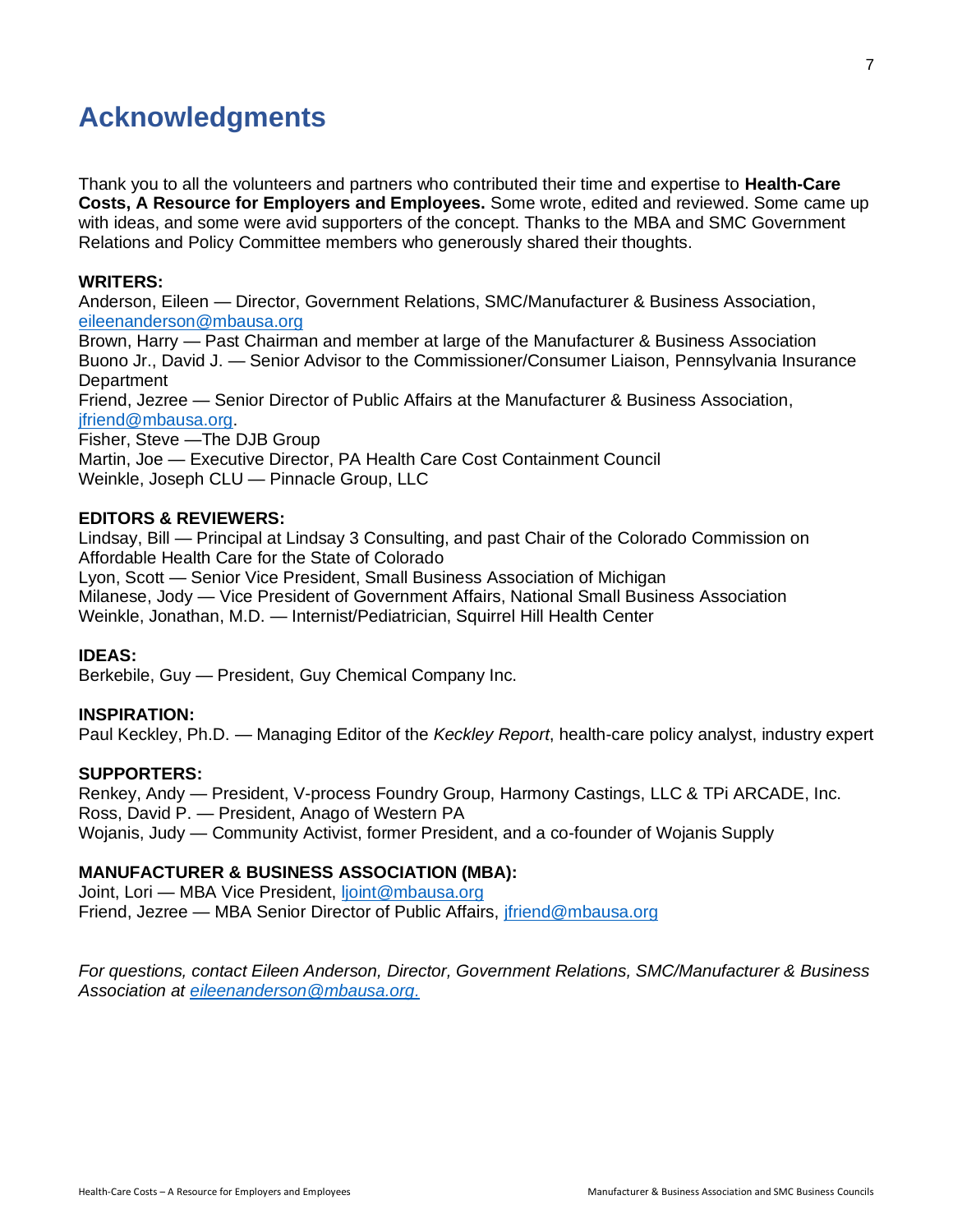# Acknowledgments

Thank you to all the volunteers and partners who contributed their time and expertise to **Health-Care Costs, A Resource for Employers and Employees.** Some wrote, edited and reviewed. Some came up with ideas, and some were avid supporters of the concept. Thanks to the MBA and SMC Government Relations and Policy Committee members who generously shared their thoughts.

**WRITERS:**
Anderson, Eileen — Director, Government Relations, SMC/Manufacturer & Business Association, eileenanderson@mbausa.org
Brown, Harry — Past Chairman and member at large of the Manufacturer & Business Association
Buono Jr., David J. — Senior Advisor to the Commissioner/Consumer Liaison, Pennsylvania Insurance Department
Friend, Jezree — Senior Director of Public Affairs at the Manufacturer & Business Association, jfriend@mbausa.org.
Fisher, Steve —The DJB Group
Martin, Joe — Executive Director, PA Health Care Cost Containment Council
Weinkle, Joseph CLU — Pinnacle Group, LLC

**EDITORS & REVIEWERS:**
Lindsay, Bill — Principal at Lindsay 3 Consulting, and past Chair of the Colorado Commission on Affordable Health Care for the State of Colorado
Lyon, Scott — Senior Vice President, Small Business Association of Michigan
Milanese, Jody — Vice President of Government Affairs, National Small Business Association
Weinkle, Jonathan, M.D. — Internist/Pediatrician, Squirrel Hill Health Center

**IDEAS:**
Berkebile, Guy — President, Guy Chemical Company Inc.

**INSPIRATION:**
Paul Keckley, Ph.D. — Managing Editor of the *Keckley Report*, health-care policy analyst, industry expert

**SUPPORTERS:**
Renkey, Andy — President, V-process Foundry Group, Harmony Castings, LLC & TPi ARCADE, Inc.
Ross, David P. — President, Anago of Western PA
Wojanis, Judy — Community Activist, former President, and a co-founder of Wojanis Supply

**MANUFACTURER & BUSINESS ASSOCIATION (MBA):**
Joint, Lori — MBA Vice President, ljoint@mbausa.org
Friend, Jezree — MBA Senior Director of Public Affairs, jfriend@mbausa.org

*For questions, contact Eileen Anderson, Director, Government Relations, SMC/Manufacturer & Business Association at eileenanderson@mbausa.org.*